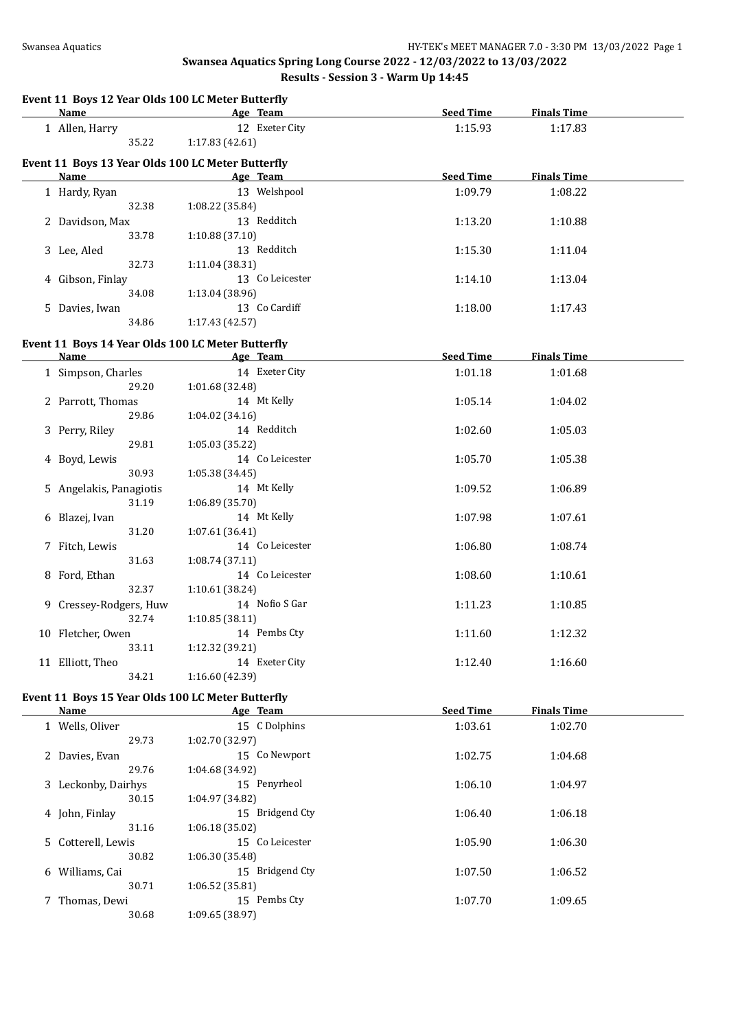## Swansea Aquatics Spring Long Course 2022 - 12/03/2022 to 13/03/2022

### Results - Session 3 - Warm Up 14:45

#### Event 11 Boys 12 Year Olds 100 LC Meter Butterfly

| | Name | Age | Team | Seed Time | Finals Time |
|---|---|---|---|---|---|
| 1 | Allen, Harry | 12 | Exeter City | 1:15.93 | 1:17.83 |
| | 35.22 | 1:17.83 (42.61) | | | |

#### Event 11 Boys 13 Year Olds 100 LC Meter Butterfly

| | Name | Age | Team | Seed Time | Finals Time |
|---|---|---|---|---|---|
| 1 | Hardy, Ryan | 13 | Welshpool | 1:09.79 | 1:08.22 |
| | 32.38 | 1:08.22 (35.84) | | | |
| 2 | Davidson, Max | 13 | Redditch | 1:13.20 | 1:10.88 |
| | 33.78 | 1:10.88 (37.10) | | | |
| 3 | Lee, Aled | 13 | Redditch | 1:15.30 | 1:11.04 |
| | 32.73 | 1:11.04 (38.31) | | | |
| 4 | Gibson, Finlay | 13 | Co Leicester | 1:14.10 | 1:13.04 |
| | 34.08 | 1:13.04 (38.96) | | | |
| 5 | Davies, Iwan | 13 | Co Cardiff | 1:18.00 | 1:17.43 |
| | 34.86 | 1:17.43 (42.57) | | | |

#### Event 11 Boys 14 Year Olds 100 LC Meter Butterfly

| | Name | Age | Team | Seed Time | Finals Time |
|---|---|---|---|---|---|
| 1 | Simpson, Charles | 14 | Exeter City | 1:01.18 | 1:01.68 |
| | 29.20 | 1:01.68 (32.48) | | | |
| 2 | Parrott, Thomas | 14 | Mt Kelly | 1:05.14 | 1:04.02 |
| | 29.86 | 1:04.02 (34.16) | | | |
| 3 | Perry, Riley | 14 | Redditch | 1:02.60 | 1:05.03 |
| | 29.81 | 1:05.03 (35.22) | | | |
| 4 | Boyd, Lewis | 14 | Co Leicester | 1:05.70 | 1:05.38 |
| | 30.93 | 1:05.38 (34.45) | | | |
| 5 | Angelakis, Panagiotis | 14 | Mt Kelly | 1:09.52 | 1:06.89 |
| | 31.19 | 1:06.89 (35.70) | | | |
| 6 | Blazej, Ivan | 14 | Mt Kelly | 1:07.98 | 1:07.61 |
| | 31.20 | 1:07.61 (36.41) | | | |
| 7 | Fitch, Lewis | 14 | Co Leicester | 1:06.80 | 1:08.74 |
| | 31.63 | 1:08.74 (37.11) | | | |
| 8 | Ford, Ethan | 14 | Co Leicester | 1:08.60 | 1:10.61 |
| | 32.37 | 1:10.61 (38.24) | | | |
| 9 | Cressey-Rodgers, Huw | 14 | Nofio S Gar | 1:11.23 | 1:10.85 |
| | 32.74 | 1:10.85 (38.11) | | | |
| 10 | Fletcher, Owen | 14 | Pembs Cty | 1:11.60 | 1:12.32 |
| | 33.11 | 1:12.32 (39.21) | | | |
| 11 | Elliott, Theo | 14 | Exeter City | 1:12.40 | 1:16.60 |
| | 34.21 | 1:16.60 (42.39) | | | |

#### Event 11 Boys 15 Year Olds 100 LC Meter Butterfly

| | Name | Age | Team | Seed Time | Finals Time |
|---|---|---|---|---|---|
| 1 | Wells, Oliver | 15 | C Dolphins | 1:03.61 | 1:02.70 |
| | 29.73 | 1:02.70 (32.97) | | | |
| 2 | Davies, Evan | 15 | Co Newport | 1:02.75 | 1:04.68 |
| | 29.76 | 1:04.68 (34.92) | | | |
| 3 | Leckonby, Dairhys | 15 | Penyrheol | 1:06.10 | 1:04.97 |
| | 30.15 | 1:04.97 (34.82) | | | |
| 4 | John, Finlay | 15 | Bridgend Cty | 1:06.40 | 1:06.18 |
| | 31.16 | 1:06.18 (35.02) | | | |
| 5 | Cotterell, Lewis | 15 | Co Leicester | 1:05.90 | 1:06.30 |
| | 30.82 | 1:06.30 (35.48) | | | |
| 6 | Williams, Cai | 15 | Bridgend Cty | 1:07.50 | 1:06.52 |
| | 30.71 | 1:06.52 (35.81) | | | |
| 7 | Thomas, Dewi | 15 | Pembs Cty | 1:07.70 | 1:09.65 |
| | 30.68 | 1:09.65 (38.97) | | | |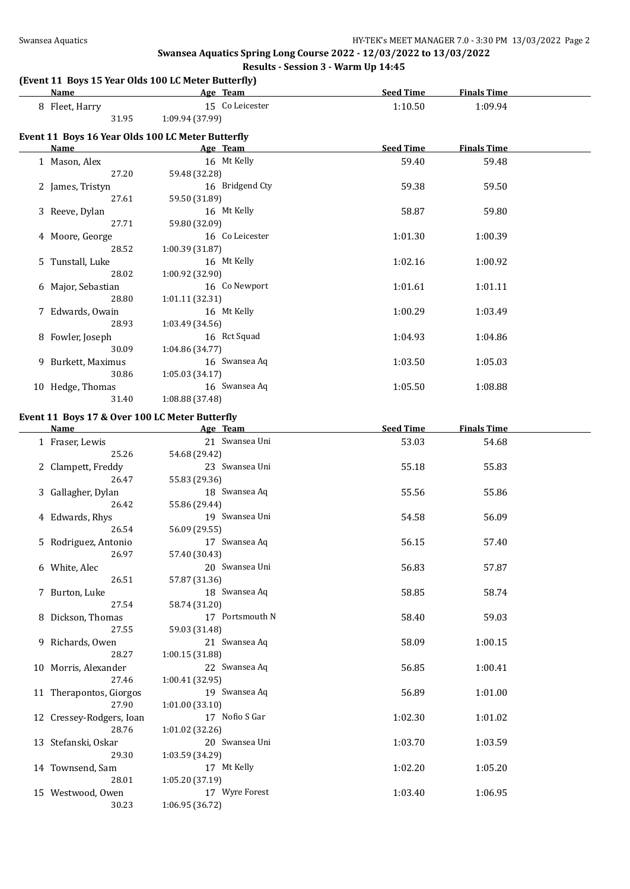## Swansea Aquatics Spring Long Course 2022 - 12/03/2022 to 13/03/2022

### Results - Session 3 - Warm Up 14:45

#### (Event 11 Boys 15 Year Olds 100 LC Meter Butterfly)

| | Name | Age | Team | Seed Time | Finals Time |
|---|---|---|---|---|---|
| 8 | Fleet, Harry | 15 | Co Leicester | 1:10.50 | 1:09.94 |
| | 31.95 | 1:09.94 (37.99) | | | |

#### Event 11 Boys 16 Year Olds 100 LC Meter Butterfly

| | Name | Age | Team | Seed Time | Finals Time |
|---|---|---|---|---|---|
| 1 | Mason, Alex | 16 | Mt Kelly | 59.40 | 59.48 |
| | 27.20 | 59.48 (32.28) | | | |
| 2 | James, Tristyn | 16 | Bridgend Cty | 59.38 | 59.50 |
| | 27.61 | 59.50 (31.89) | | | |
| 3 | Reeve, Dylan | 16 | Mt Kelly | 58.87 | 59.80 |
| | 27.71 | 59.80 (32.09) | | | |
| 4 | Moore, George | 16 | Co Leicester | 1:01.30 | 1:00.39 |
| | 28.52 | 1:00.39 (31.87) | | | |
| 5 | Tunstall, Luke | 16 | Mt Kelly | 1:02.16 | 1:00.92 |
| | 28.02 | 1:00.92 (32.90) | | | |
| 6 | Major, Sebastian | 16 | Co Newport | 1:01.61 | 1:01.11 |
| | 28.80 | 1:01.11 (32.31) | | | |
| 7 | Edwards, Owain | 16 | Mt Kelly | 1:00.29 | 1:03.49 |
| | 28.93 | 1:03.49 (34.56) | | | |
| 8 | Fowler, Joseph | 16 | Rct Squad | 1:04.93 | 1:04.86 |
| | 30.09 | 1:04.86 (34.77) | | | |
| 9 | Burkett, Maximus | 16 | Swansea Aq | 1:03.50 | 1:05.03 |
| | 30.86 | 1:05.03 (34.17) | | | |
| 10 | Hedge, Thomas | 16 | Swansea Aq | 1:05.50 | 1:08.88 |
| | 31.40 | 1:08.88 (37.48) | | | |

#### Event 11 Boys 17 & Over 100 LC Meter Butterfly

| | Name | Age | Team | Seed Time | Finals Time |
|---|---|---|---|---|---|
| 1 | Fraser, Lewis | 21 | Swansea Uni | 53.03 | 54.68 |
| | 25.26 | 54.68 (29.42) | | | |
| 2 | Clampett, Freddy | 23 | Swansea Uni | 55.18 | 55.83 |
| | 26.47 | 55.83 (29.36) | | | |
| 3 | Gallagher, Dylan | 18 | Swansea Aq | 55.56 | 55.86 |
| | 26.42 | 55.86 (29.44) | | | |
| 4 | Edwards, Rhys | 19 | Swansea Uni | 54.58 | 56.09 |
| | 26.54 | 56.09 (29.55) | | | |
| 5 | Rodriguez, Antonio | 17 | Swansea Aq | 56.15 | 57.40 |
| | 26.97 | 57.40 (30.43) | | | |
| 6 | White, Alec | 20 | Swansea Uni | 56.83 | 57.87 |
| | 26.51 | 57.87 (31.36) | | | |
| 7 | Burton, Luke | 18 | Swansea Aq | 58.85 | 58.74 |
| | 27.54 | 58.74 (31.20) | | | |
| 8 | Dickson, Thomas | 17 | Portsmouth N | 58.40 | 59.03 |
| | 27.55 | 59.03 (31.48) | | | |
| 9 | Richards, Owen | 21 | Swansea Aq | 58.09 | 1:00.15 |
| | 28.27 | 1:00.15 (31.88) | | | |
| 10 | Morris, Alexander | 22 | Swansea Aq | 56.85 | 1:00.41 |
| | 27.46 | 1:00.41 (32.95) | | | |
| 11 | Therapontos, Giorgos | 19 | Swansea Aq | 56.89 | 1:01.00 |
| | 27.90 | 1:01.00 (33.10) | | | |
| 12 | Cressey-Rodgers, Ioan | 17 | Nofio S Gar | 1:02.30 | 1:01.02 |
| | 28.76 | 1:01.02 (32.26) | | | |
| 13 | Stefanski, Oskar | 20 | Swansea Uni | 1:03.70 | 1:03.59 |
| | 29.30 | 1:03.59 (34.29) | | | |
| 14 | Townsend, Sam | 17 | Mt Kelly | 1:02.20 | 1:05.20 |
| | 28.01 | 1:05.20 (37.19) | | | |
| 15 | Westwood, Owen | 17 | Wyre Forest | 1:03.40 | 1:06.95 |
| | 30.23 | 1:06.95 (36.72) | | | |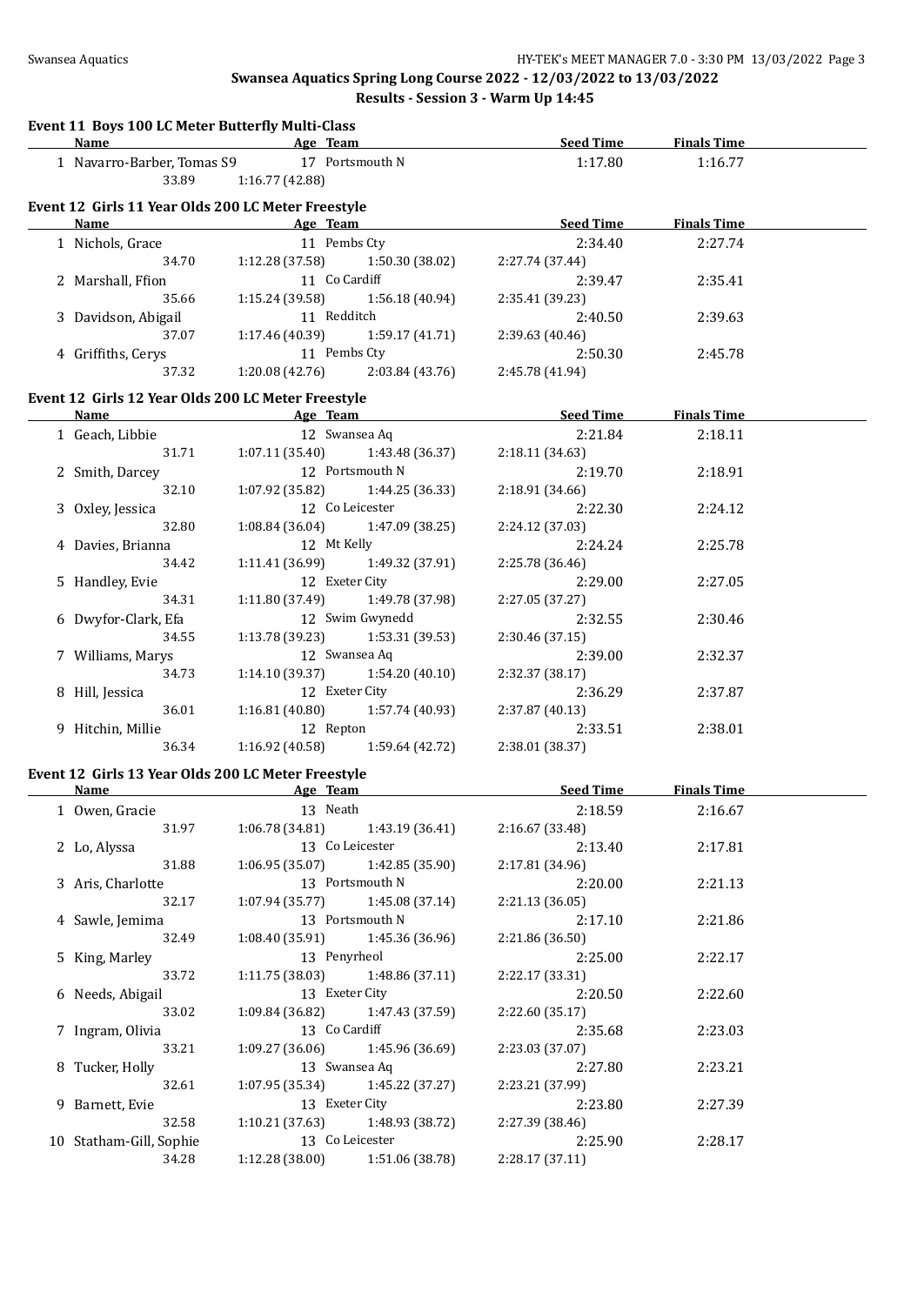Swansea Aquatics Spring Long Course 2022 - 12/03/2022 to 13/03/2022

Results - Session 3 - Warm Up 14:45

### Event 11 Boys 100 LC Meter Butterfly Multi-Class

| Name | Age | Team | Seed Time | Finals Time |
|---|---|---|---|---|
| 1 Navarro-Barber, Tomas S9 | 17 | Portsmouth N | 1:17.80 | 1:16.77 |
| 33.89 | 1:16.77 (42.88) | | | |

### Event 12 Girls 11 Year Olds 200 LC Meter Freestyle

| Name | Age | Team | Seed Time | Finals Time |
|---|---|---|---|---|
| 1 Nichols, Grace | 11 | Pembs Cty | 2:34.40 | 2:27.74 |
| 34.70 | 1:12.28 (37.58) | 1:50.30 (38.02) | 2:27.74 (37.44) | |
| 2 Marshall, Ffion | 11 | Co Cardiff | 2:39.47 | 2:35.41 |
| 35.66 | 1:15.24 (39.58) | 1:56.18 (40.94) | 2:35.41 (39.23) | |
| 3 Davidson, Abigail | 11 | Redditch | 2:40.50 | 2:39.63 |
| 37.07 | 1:17.46 (40.39) | 1:59.17 (41.71) | 2:39.63 (40.46) | |
| 4 Griffiths, Cerys | 11 | Pembs Cty | 2:50.30 | 2:45.78 |
| 37.32 | 1:20.08 (42.76) | 2:03.84 (43.76) | 2:45.78 (41.94) | |

### Event 12 Girls 12 Year Olds 200 LC Meter Freestyle

| Name | Age | Team | Seed Time | Finals Time |
|---|---|---|---|---|
| 1 Geach, Libbie | 12 | Swansea Aq | 2:21.84 | 2:18.11 |
| 31.71 | 1:07.11 (35.40) | 1:43.48 (36.37) | 2:18.11 (34.63) | |
| 2 Smith, Darcey | 12 | Portsmouth N | 2:19.70 | 2:18.91 |
| 32.10 | 1:07.92 (35.82) | 1:44.25 (36.33) | 2:18.91 (34.66) | |
| 3 Oxley, Jessica | 12 | Co Leicester | 2:22.30 | 2:24.12 |
| 32.80 | 1:08.84 (36.04) | 1:47.09 (38.25) | 2:24.12 (37.03) | |
| 4 Davies, Brianna | 12 | Mt Kelly | 2:24.24 | 2:25.78 |
| 34.42 | 1:11.41 (36.99) | 1:49.32 (37.91) | 2:25.78 (36.46) | |
| 5 Handley, Evie | 12 | Exeter City | 2:29.00 | 2:27.05 |
| 34.31 | 1:11.80 (37.49) | 1:49.78 (37.98) | 2:27.05 (37.27) | |
| 6 Dwyfor-Clark, Efa | 12 | Swim Gwynedd | 2:32.55 | 2:30.46 |
| 34.55 | 1:13.78 (39.23) | 1:53.31 (39.53) | 2:30.46 (37.15) | |
| 7 Williams, Marys | 12 | Swansea Aq | 2:39.00 | 2:32.37 |
| 34.73 | 1:14.10 (39.37) | 1:54.20 (40.10) | 2:32.37 (38.17) | |
| 8 Hill, Jessica | 12 | Exeter City | 2:36.29 | 2:37.87 |
| 36.01 | 1:16.81 (40.80) | 1:57.74 (40.93) | 2:37.87 (40.13) | |
| 9 Hitchin, Millie | 12 | Repton | 2:33.51 | 2:38.01 |
| 36.34 | 1:16.92 (40.58) | 1:59.64 (42.72) | 2:38.01 (38.37) | |

### Event 12 Girls 13 Year Olds 200 LC Meter Freestyle

| Name | Age | Team | Seed Time | Finals Time |
|---|---|---|---|---|
| 1 Owen, Gracie | 13 | Neath | 2:18.59 | 2:16.67 |
| 31.97 | 1:06.78 (34.81) | 1:43.19 (36.41) | 2:16.67 (33.48) | |
| 2 Lo, Alyssa | 13 | Co Leicester | 2:13.40 | 2:17.81 |
| 31.88 | 1:06.95 (35.07) | 1:42.85 (35.90) | 2:17.81 (34.96) | |
| 3 Aris, Charlotte | 13 | Portsmouth N | 2:20.00 | 2:21.13 |
| 32.17 | 1:07.94 (35.77) | 1:45.08 (37.14) | 2:21.13 (36.05) | |
| 4 Sawle, Jemima | 13 | Portsmouth N | 2:17.10 | 2:21.86 |
| 32.49 | 1:08.40 (35.91) | 1:45.36 (36.96) | 2:21.86 (36.50) | |
| 5 King, Marley | 13 | Penyrheol | 2:25.00 | 2:22.17 |
| 33.72 | 1:11.75 (38.03) | 1:48.86 (37.11) | 2:22.17 (33.31) | |
| 6 Needs, Abigail | 13 | Exeter City | 2:20.50 | 2:22.60 |
| 33.02 | 1:09.84 (36.82) | 1:47.43 (37.59) | 2:22.60 (35.17) | |
| 7 Ingram, Olivia | 13 | Co Cardiff | 2:35.68 | 2:23.03 |
| 33.21 | 1:09.27 (36.06) | 1:45.96 (36.69) | 2:23.03 (37.07) | |
| 8 Tucker, Holly | 13 | Swansea Aq | 2:27.80 | 2:23.21 |
| 32.61 | 1:07.95 (35.34) | 1:45.22 (37.27) | 2:23.21 (37.99) | |
| 9 Barnett, Evie | 13 | Exeter City | 2:23.80 | 2:27.39 |
| 32.58 | 1:10.21 (37.63) | 1:48.93 (38.72) | 2:27.39 (38.46) | |
| 10 Statham-Gill, Sophie | 13 | Co Leicester | 2:25.90 | 2:28.17 |
| 34.28 | 1:12.28 (38.00) | 1:51.06 (38.78) | 2:28.17 (37.11) | |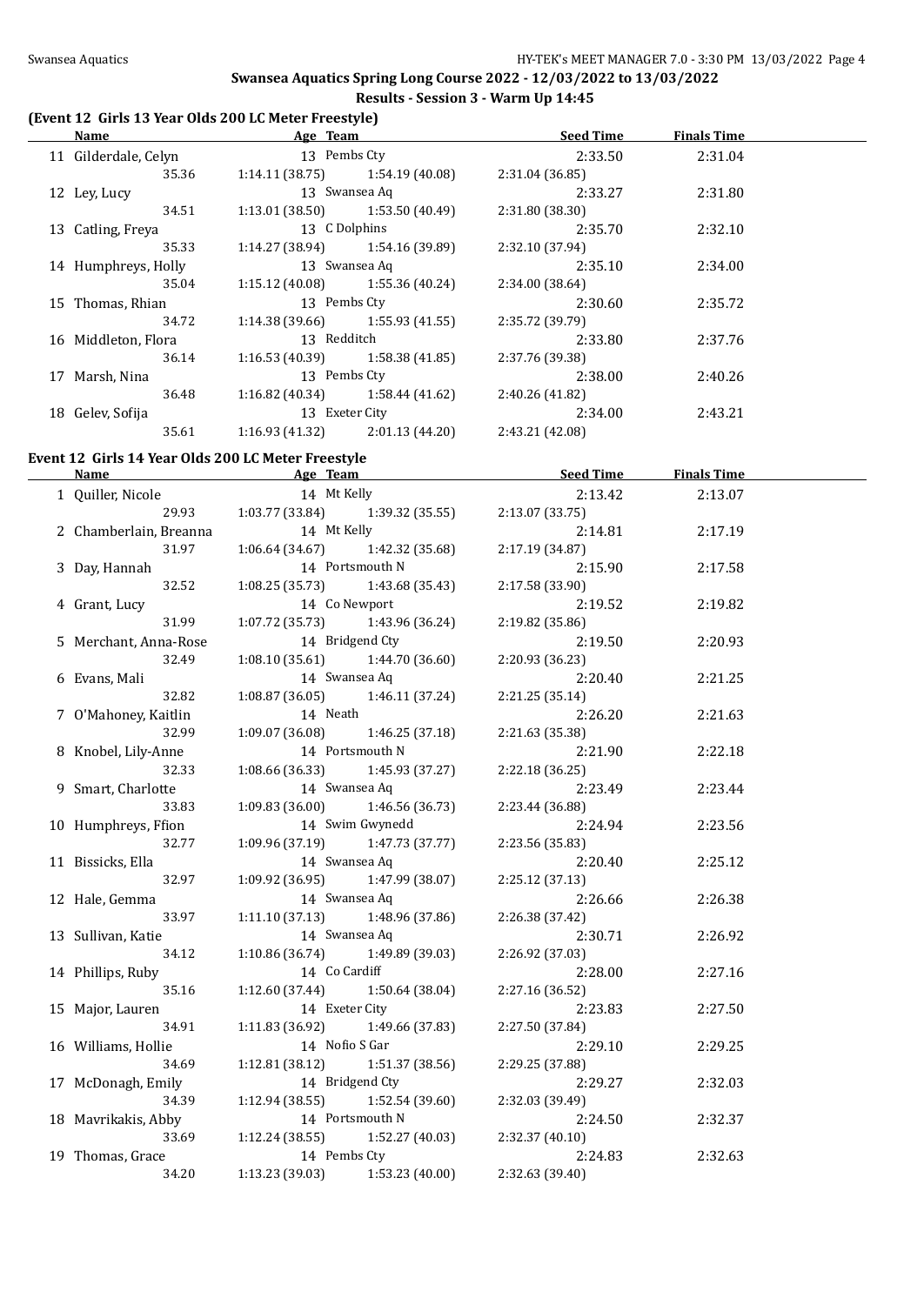## Swansea Aquatics Spring Long Course 2022 - 12/03/2022 to 13/03/2022

### Results - Session 3 - Warm Up 14:45

#### (Event 12 Girls 13 Year Olds 200 LC Meter Freestyle)

| | Name | Age | Team | | Seed Time | Finals Time |
|---|---|---|---|---|---|---|
| 11 | Gilderdale, Celyn | 13 | Pembs Cty | | 2:33.50 | 2:31.04 |
| | 35.36 | 1:14.11 (38.75) | 1:54.19 (40.08) | 2:31.04 (36.85) | | |
| 12 | Ley, Lucy | 13 | Swansea Aq | | 2:33.27 | 2:31.80 |
| | 34.51 | 1:13.01 (38.50) | 1:53.50 (40.49) | 2:31.80 (38.30) | | |
| 13 | Catling, Freya | 13 | C Dolphins | | 2:35.70 | 2:32.10 |
| | 35.33 | 1:14.27 (38.94) | 1:54.16 (39.89) | 2:32.10 (37.94) | | |
| 14 | Humphreys, Holly | 13 | Swansea Aq | | 2:35.10 | 2:34.00 |
| | 35.04 | 1:15.12 (40.08) | 1:55.36 (40.24) | 2:34.00 (38.64) | | |
| 15 | Thomas, Rhian | 13 | Pembs Cty | | 2:30.60 | 2:35.72 |
| | 34.72 | 1:14.38 (39.66) | 1:55.93 (41.55) | 2:35.72 (39.79) | | |
| 16 | Middleton, Flora | 13 | Redditch | | 2:33.80 | 2:37.76 |
| | 36.14 | 1:16.53 (40.39) | 1:58.38 (41.85) | 2:37.76 (39.38) | | |
| 17 | Marsh, Nina | 13 | Pembs Cty | | 2:38.00 | 2:40.26 |
| | 36.48 | 1:16.82 (40.34) | 1:58.44 (41.62) | 2:40.26 (41.82) | | |
| 18 | Gelev, Sofija | 13 | Exeter City | | 2:34.00 | 2:43.21 |
| | 35.61 | 1:16.93 (41.32) | 2:01.13 (44.20) | 2:43.21 (42.08) | | |

#### Event 12 Girls 14 Year Olds 200 LC Meter Freestyle

| | Name | Age | Team | | Seed Time | Finals Time |
|---|---|---|---|---|---|---|
| 1 | Quiller, Nicole | 14 | Mt Kelly | | 2:13.42 | 2:13.07 |
| | 29.93 | 1:03.77 (33.84) | 1:39.32 (35.55) | 2:13.07 (33.75) | | |
| 2 | Chamberlain, Breanna | 14 | Mt Kelly | | 2:14.81 | 2:17.19 |
| | 31.97 | 1:06.64 (34.67) | 1:42.32 (35.68) | 2:17.19 (34.87) | | |
| 3 | Day, Hannah | 14 | Portsmouth N | | 2:15.90 | 2:17.58 |
| | 32.52 | 1:08.25 (35.73) | 1:43.68 (35.43) | 2:17.58 (33.90) | | |
| 4 | Grant, Lucy | 14 | Co Newport | | 2:19.52 | 2:19.82 |
| | 31.99 | 1:07.72 (35.73) | 1:43.96 (36.24) | 2:19.82 (35.86) | | |
| 5 | Merchant, Anna-Rose | 14 | Bridgend Cty | | 2:19.50 | 2:20.93 |
| | 32.49 | 1:08.10 (35.61) | 1:44.70 (36.60) | 2:20.93 (36.23) | | |
| 6 | Evans, Mali | 14 | Swansea Aq | | 2:20.40 | 2:21.25 |
| | 32.82 | 1:08.87 (36.05) | 1:46.11 (37.24) | 2:21.25 (35.14) | | |
| 7 | O'Mahoney, Kaitlin | 14 | Neath | | 2:26.20 | 2:21.63 |
| | 32.99 | 1:09.07 (36.08) | 1:46.25 (37.18) | 2:21.63 (35.38) | | |
| 8 | Knobel, Lily-Anne | 14 | Portsmouth N | | 2:21.90 | 2:22.18 |
| | 32.33 | 1:08.66 (36.33) | 1:45.93 (37.27) | 2:22.18 (36.25) | | |
| 9 | Smart, Charlotte | 14 | Swansea Aq | | 2:23.49 | 2:23.44 |
| | 33.83 | 1:09.83 (36.00) | 1:46.56 (36.73) | 2:23.44 (36.88) | | |
| 10 | Humphreys, Ffion | 14 | Swim Gwynedd | | 2:24.94 | 2:23.56 |
| | 32.77 | 1:09.96 (37.19) | 1:47.73 (37.77) | 2:23.56 (35.83) | | |
| 11 | Bissicks, Ella | 14 | Swansea Aq | | 2:20.40 | 2:25.12 |
| | 32.97 | 1:09.92 (36.95) | 1:47.99 (38.07) | 2:25.12 (37.13) | | |
| 12 | Hale, Gemma | 14 | Swansea Aq | | 2:26.66 | 2:26.38 |
| | 33.97 | 1:11.10 (37.13) | 1:48.96 (37.86) | 2:26.38 (37.42) | | |
| 13 | Sullivan, Katie | 14 | Swansea Aq | | 2:30.71 | 2:26.92 |
| | 34.12 | 1:10.86 (36.74) | 1:49.89 (39.03) | 2:26.92 (37.03) | | |
| 14 | Phillips, Ruby | 14 | Co Cardiff | | 2:28.00 | 2:27.16 |
| | 35.16 | 1:12.60 (37.44) | 1:50.64 (38.04) | 2:27.16 (36.52) | | |
| 15 | Major, Lauren | 14 | Exeter City | | 2:23.83 | 2:27.50 |
| | 34.91 | 1:11.83 (36.92) | 1:49.66 (37.83) | 2:27.50 (37.84) | | |
| 16 | Williams, Hollie | 14 | Nofio S Gar | | 2:29.10 | 2:29.25 |
| | 34.69 | 1:12.81 (38.12) | 1:51.37 (38.56) | 2:29.25 (37.88) | | |
| 17 | McDonagh, Emily | 14 | Bridgend Cty | | 2:29.27 | 2:32.03 |
| | 34.39 | 1:12.94 (38.55) | 1:52.54 (39.60) | 2:32.03 (39.49) | | |
| 18 | Mavrikakis, Abby | 14 | Portsmouth N | | 2:24.50 | 2:32.37 |
| | 33.69 | 1:12.24 (38.55) | 1:52.27 (40.03) | 2:32.37 (40.10) | | |
| 19 | Thomas, Grace | 14 | Pembs Cty | | 2:24.83 | 2:32.63 |
| | 34.20 | 1:13.23 (39.03) | 1:53.23 (40.00) | 2:32.63 (39.40) | | |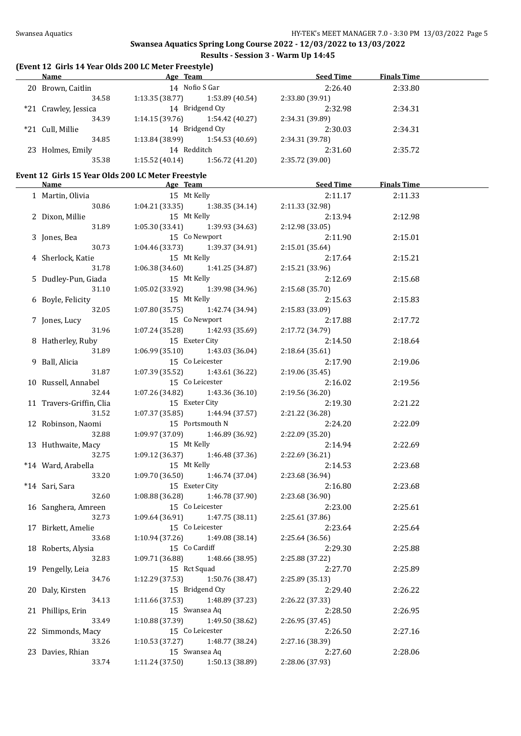## Swansea Aquatics Spring Long Course 2022 - 12/03/2022 to 13/03/2022

### Results - Session 3 - Warm Up 14:45

#### (Event 12 Girls 14 Year Olds 200 LC Meter Freestyle)

| | Name | Age | Team | | Seed Time | Finals Time |
|---|---|---|---|---|---|---|
| 20 | Brown, Caitlin | 14 | Nofio S Gar | | 2:26.40 | 2:33.80 |
| | 34.58 | 1:13.35 (38.77) | 1:53.89 (40.54) | 2:33.80 (39.91) | | |
| *21 | Crawley, Jessica | 14 | Bridgend Cty | | 2:32.98 | 2:34.31 |
| | 34.39 | 1:14.15 (39.76) | 1:54.42 (40.27) | 2:34.31 (39.89) | | |
| *21 | Cull, Millie | 14 | Bridgend Cty | | 2:30.03 | 2:34.31 |
| | 34.85 | 1:13.84 (38.99) | 1:54.53 (40.69) | 2:34.31 (39.78) | | |
| 23 | Holmes, Emily | 14 | Redditch | | 2:31.60 | 2:35.72 |
| | 35.38 | 1:15.52 (40.14) | 1:56.72 (41.20) | 2:35.72 (39.00) | | |

#### Event 12 Girls 15 Year Olds 200 LC Meter Freestyle

| | Name | Age | Team | | Seed Time | Finals Time |
|---|---|---|---|---|---|---|
| 1 | Martin, Olivia | 15 | Mt Kelly | | 2:11.17 | 2:11.33 |
| | 30.86 | 1:04.21 (33.35) | 1:38.35 (34.14) | 2:11.33 (32.98) | | |
| 2 | Dixon, Millie | 15 | Mt Kelly | | 2:13.94 | 2:12.98 |
| | 31.89 | 1:05.30 (33.41) | 1:39.93 (34.63) | 2:12.98 (33.05) | | |
| 3 | Jones, Bea | 15 | Co Newport | | 2:11.90 | 2:15.01 |
| | 30.73 | 1:04.46 (33.73) | 1:39.37 (34.91) | 2:15.01 (35.64) | | |
| 4 | Sherlock, Katie | 15 | Mt Kelly | | 2:17.64 | 2:15.21 |
| | 31.78 | 1:06.38 (34.60) | 1:41.25 (34.87) | 2:15.21 (33.96) | | |
| 5 | Dudley-Pun, Giada | 15 | Mt Kelly | | 2:12.69 | 2:15.68 |
| | 31.10 | 1:05.02 (33.92) | 1:39.98 (34.96) | 2:15.68 (35.70) | | |
| 6 | Boyle, Felicity | 15 | Mt Kelly | | 2:15.63 | 2:15.83 |
| | 32.05 | 1:07.80 (35.75) | 1:42.74 (34.94) | 2:15.83 (33.09) | | |
| 7 | Jones, Lucy | 15 | Co Newport | | 2:17.88 | 2:17.72 |
| | 31.96 | 1:07.24 (35.28) | 1:42.93 (35.69) | 2:17.72 (34.79) | | |
| 8 | Hatherley, Ruby | 15 | Exeter City | | 2:14.50 | 2:18.64 |
| | 31.89 | 1:06.99 (35.10) | 1:43.03 (36.04) | 2:18.64 (35.61) | | |
| 9 | Ball, Alicia | 15 | Co Leicester | | 2:17.90 | 2:19.06 |
| | 31.87 | 1:07.39 (35.52) | 1:43.61 (36.22) | 2:19.06 (35.45) | | |
| 10 | Russell, Annabel | 15 | Co Leicester | | 2:16.02 | 2:19.56 |
| | 32.44 | 1:07.26 (34.82) | 1:43.36 (36.10) | 2:19.56 (36.20) | | |
| 11 | Travers-Griffin, Clia | 15 | Exeter City | | 2:19.30 | 2:21.22 |
| | 31.52 | 1:07.37 (35.85) | 1:44.94 (37.57) | 2:21.22 (36.28) | | |
| 12 | Robinson, Naomi | 15 | Portsmouth N | | 2:24.20 | 2:22.09 |
| | 32.88 | 1:09.97 (37.09) | 1:46.89 (36.92) | 2:22.09 (35.20) | | |
| 13 | Huthwaite, Macy | 15 | Mt Kelly | | 2:14.94 | 2:22.69 |
| | 32.75 | 1:09.12 (36.37) | 1:46.48 (37.36) | 2:22.69 (36.21) | | |
| *14 | Ward, Arabella | 15 | Mt Kelly | | 2:14.53 | 2:23.68 |
| | 33.20 | 1:09.70 (36.50) | 1:46.74 (37.04) | 2:23.68 (36.94) | | |
| *14 | Sari, Sara | 15 | Exeter City | | 2:16.80 | 2:23.68 |
| | 32.60 | 1:08.88 (36.28) | 1:46.78 (37.90) | 2:23.68 (36.90) | | |
| 16 | Sanghera, Amreen | 15 | Co Leicester | | 2:23.00 | 2:25.61 |
| | 32.73 | 1:09.64 (36.91) | 1:47.75 (38.11) | 2:25.61 (37.86) | | |
| 17 | Birkett, Amelie | 15 | Co Leicester | | 2:23.64 | 2:25.64 |
| | 33.68 | 1:10.94 (37.26) | 1:49.08 (38.14) | 2:25.64 (36.56) | | |
| 18 | Roberts, Alysia | 15 | Co Cardiff | | 2:29.30 | 2:25.88 |
| | 32.83 | 1:09.71 (36.88) | 1:48.66 (38.95) | 2:25.88 (37.22) | | |
| 19 | Pengelly, Leia | 15 | Rct Squad | | 2:27.70 | 2:25.89 |
| | 34.76 | 1:12.29 (37.53) | 1:50.76 (38.47) | 2:25.89 (35.13) | | |
| 20 | Daly, Kirsten | 15 | Bridgend Cty | | 2:29.40 | 2:26.22 |
| | 34.13 | 1:11.66 (37.53) | 1:48.89 (37.23) | 2:26.22 (37.33) | | |
| 21 | Phillips, Erin | 15 | Swansea Aq | | 2:28.50 | 2:26.95 |
| | 33.49 | 1:10.88 (37.39) | 1:49.50 (38.62) | 2:26.95 (37.45) | | |
| 22 | Simmonds, Macy | 15 | Co Leicester | | 2:26.50 | 2:27.16 |
| | 33.26 | 1:10.53 (37.27) | 1:48.77 (38.24) | 2:27.16 (38.39) | | |
| 23 | Davies, Rhian | 15 | Swansea Aq | | 2:27.60 | 2:28.06 |
| | 33.74 | 1:11.24 (37.50) | 1:50.13 (38.89) | 2:28.06 (37.93) | | |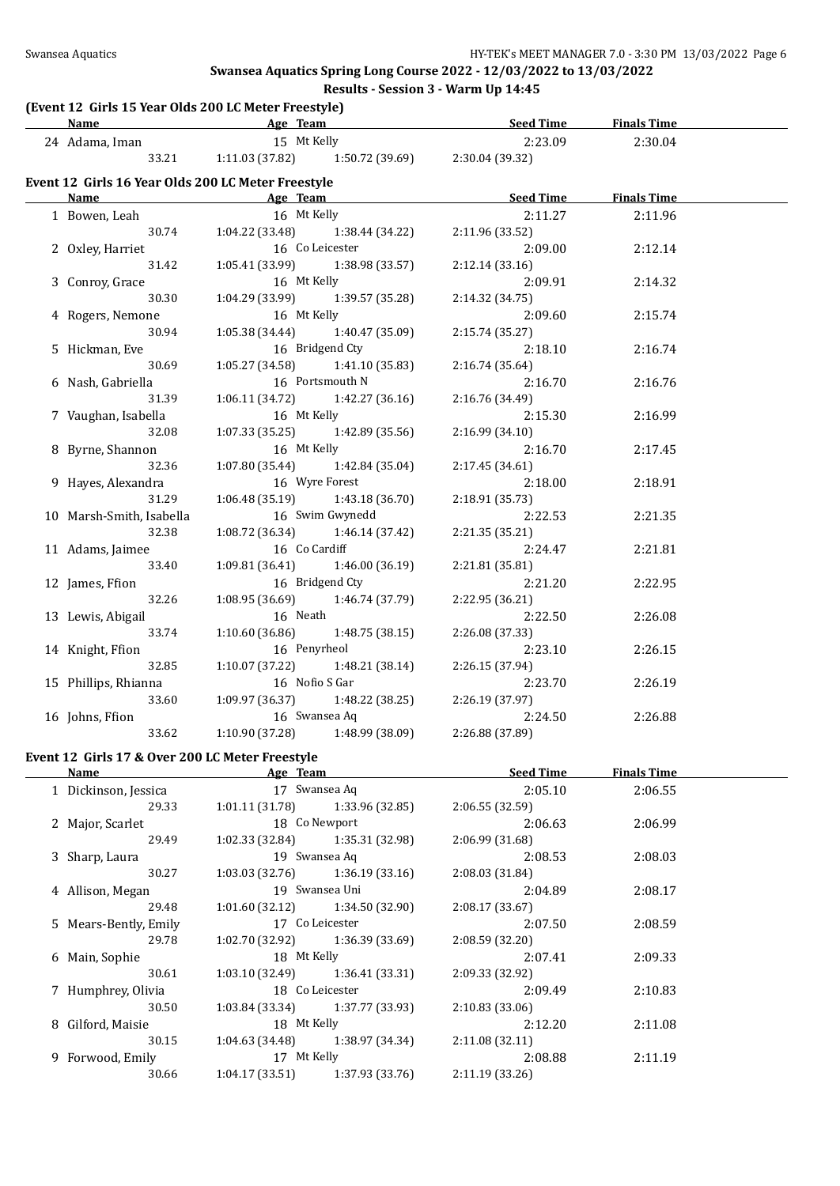## Swansea Aquatics Spring Long Course 2022 - 12/03/2022 to 13/03/2022

### Results - Session 3 - Warm Up 14:45

**(Event 12 Girls 15 Year Olds 200 LC Meter Freestyle)**

| | Name | Age | Team | Seed Time | Finals Time |
|---|---|---|---|---|---|
| 24 | Adama, Iman | 15 | Mt Kelly | 2:23.09 | 2:30.04 |
| | 33.21 | 1:11.03 (37.82) | 1:50.72 (39.69) | 2:30.04 (39.32) | |

**Event 12 Girls 16 Year Olds 200 LC Meter Freestyle**

| | Name | Age | Team | Seed Time | Finals Time |
|---|---|---|---|---|---|
| 1 | Bowen, Leah | 16 | Mt Kelly | 2:11.27 | 2:11.96 |
| | 30.74 | 1:04.22 (33.48) | 1:38.44 (34.22) | 2:11.96 (33.52) | |
| 2 | Oxley, Harriet | 16 | Co Leicester | 2:09.00 | 2:12.14 |
| | 31.42 | 1:05.41 (33.99) | 1:38.98 (33.57) | 2:12.14 (33.16) | |
| 3 | Conroy, Grace | 16 | Mt Kelly | 2:09.91 | 2:14.32 |
| | 30.30 | 1:04.29 (33.99) | 1:39.57 (35.28) | 2:14.32 (34.75) | |
| 4 | Rogers, Nemone | 16 | Mt Kelly | 2:09.60 | 2:15.74 |
| | 30.94 | 1:05.38 (34.44) | 1:40.47 (35.09) | 2:15.74 (35.27) | |
| 5 | Hickman, Eve | 16 | Bridgend Cty | 2:18.10 | 2:16.74 |
| | 30.69 | 1:05.27 (34.58) | 1:41.10 (35.83) | 2:16.74 (35.64) | |
| 6 | Nash, Gabriella | 16 | Portsmouth N | 2:16.70 | 2:16.76 |
| | 31.39 | 1:06.11 (34.72) | 1:42.27 (36.16) | 2:16.76 (34.49) | |
| 7 | Vaughan, Isabella | 16 | Mt Kelly | 2:15.30 | 2:16.99 |
| | 32.08 | 1:07.33 (35.25) | 1:42.89 (35.56) | 2:16.99 (34.10) | |
| 8 | Byrne, Shannon | 16 | Mt Kelly | 2:16.70 | 2:17.45 |
| | 32.36 | 1:07.80 (35.44) | 1:42.84 (35.04) | 2:17.45 (34.61) | |
| 9 | Hayes, Alexandra | 16 | Wyre Forest | 2:18.00 | 2:18.91 |
| | 31.29 | 1:06.48 (35.19) | 1:43.18 (36.70) | 2:18.91 (35.73) | |
| 10 | Marsh-Smith, Isabella | 16 | Swim Gwynedd | 2:22.53 | 2:21.35 |
| | 32.38 | 1:08.72 (36.34) | 1:46.14 (37.42) | 2:21.35 (35.21) | |
| 11 | Adams, Jaimee | 16 | Co Cardiff | 2:24.47 | 2:21.81 |
| | 33.40 | 1:09.81 (36.41) | 1:46.00 (36.19) | 2:21.81 (35.81) | |
| 12 | James, Ffion | 16 | Bridgend Cty | 2:21.20 | 2:22.95 |
| | 32.26 | 1:08.95 (36.69) | 1:46.74 (37.79) | 2:22.95 (36.21) | |
| 13 | Lewis, Abigail | 16 | Neath | 2:22.50 | 2:26.08 |
| | 33.74 | 1:10.60 (36.86) | 1:48.75 (38.15) | 2:26.08 (37.33) | |
| 14 | Knight, Ffion | 16 | Penyrheol | 2:23.10 | 2:26.15 |
| | 32.85 | 1:10.07 (37.22) | 1:48.21 (38.14) | 2:26.15 (37.94) | |
| 15 | Phillips, Rhianna | 16 | Nofio S Gar | 2:23.70 | 2:26.19 |
| | 33.60 | 1:09.97 (36.37) | 1:48.22 (38.25) | 2:26.19 (37.97) | |
| 16 | Johns, Ffion | 16 | Swansea Aq | 2:24.50 | 2:26.88 |
| | 33.62 | 1:10.90 (37.28) | 1:48.99 (38.09) | 2:26.88 (37.89) | |

**Event 12 Girls 17 & Over 200 LC Meter Freestyle**

| | Name | Age | Team | Seed Time | Finals Time |
|---|---|---|---|---|---|
| 1 | Dickinson, Jessica | 17 | Swansea Aq | 2:05.10 | 2:06.55 |
| | 29.33 | 1:01.11 (31.78) | 1:33.96 (32.85) | 2:06.55 (32.59) | |
| 2 | Major, Scarlet | 18 | Co Newport | 2:06.63 | 2:06.99 |
| | 29.49 | 1:02.33 (32.84) | 1:35.31 (32.98) | 2:06.99 (31.68) | |
| 3 | Sharp, Laura | 19 | Swansea Aq | 2:08.53 | 2:08.03 |
| | 30.27 | 1:03.03 (32.76) | 1:36.19 (33.16) | 2:08.03 (31.84) | |
| 4 | Allison, Megan | 19 | Swansea Uni | 2:04.89 | 2:08.17 |
| | 29.48 | 1:01.60 (32.12) | 1:34.50 (32.90) | 2:08.17 (33.67) | |
| 5 | Mears-Bently, Emily | 17 | Co Leicester | 2:07.50 | 2:08.59 |
| | 29.78 | 1:02.70 (32.92) | 1:36.39 (33.69) | 2:08.59 (32.20) | |
| 6 | Main, Sophie | 18 | Mt Kelly | 2:07.41 | 2:09.33 |
| | 30.61 | 1:03.10 (32.49) | 1:36.41 (33.31) | 2:09.33 (32.92) | |
| 7 | Humphrey, Olivia | 18 | Co Leicester | 2:09.49 | 2:10.83 |
| | 30.50 | 1:03.84 (33.34) | 1:37.77 (33.93) | 2:10.83 (33.06) | |
| 8 | Gilford, Maisie | 18 | Mt Kelly | 2:12.20 | 2:11.08 |
| | 30.15 | 1:04.63 (34.48) | 1:38.97 (34.34) | 2:11.08 (32.11) | |
| 9 | Forwood, Emily | 17 | Mt Kelly | 2:08.88 | 2:11.19 |
| | 30.66 | 1:04.17 (33.51) | 1:37.93 (33.76) | 2:11.19 (33.26) | |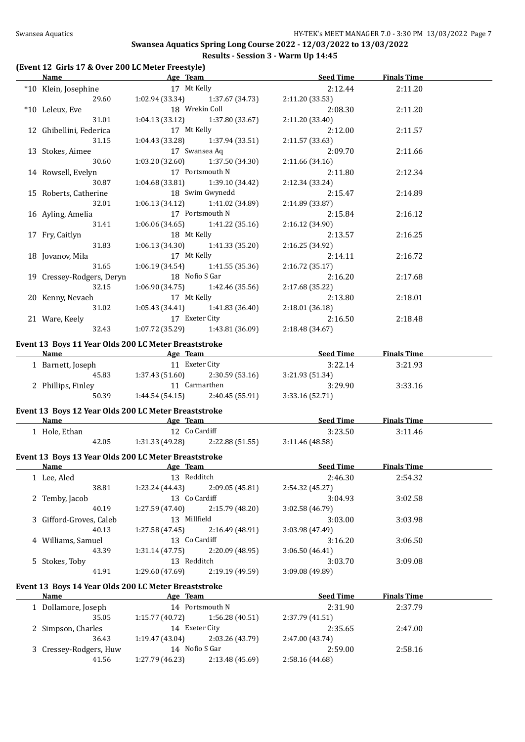## Swansea Aquatics Spring Long Course 2022 - 12/03/2022 to 13/03/2022

### Results - Session 3 - Warm Up 14:45

#### (Event 12 Girls 17 & Over 200 LC Meter Freestyle)

| Name | Age | Team | Seed Time | Finals Time |
|---|---|---|---|---|
| *10 Klein, Josephine | 17 | Mt Kelly | 2:12.44 | 2:11.20 |
| 29.60 | 1:02.94 (33.34) | 1:37.67 (34.73) | 2:11.20 (33.53) | |
| *10 Leleux, Eve | 18 | Wrekin Coll | 2:08.30 | 2:11.20 |
| 31.01 | 1:04.13 (33.12) | 1:37.80 (33.67) | 2:11.20 (33.40) | |
| 12 Ghibellini, Federica | 17 | Mt Kelly | 2:12.00 | 2:11.57 |
| 31.15 | 1:04.43 (33.28) | 1:37.94 (33.51) | 2:11.57 (33.63) | |
| 13 Stokes, Aimee | 17 | Swansea Aq | 2:09.70 | 2:11.66 |
| 30.60 | 1:03.20 (32.60) | 1:37.50 (34.30) | 2:11.66 (34.16) | |
| 14 Rowsell, Evelyn | 17 | Portsmouth N | 2:11.80 | 2:12.34 |
| 30.87 | 1:04.68 (33.81) | 1:39.10 (34.42) | 2:12.34 (33.24) | |
| 15 Roberts, Catherine | 18 | Swim Gwynedd | 2:15.47 | 2:14.89 |
| 32.01 | 1:06.13 (34.12) | 1:41.02 (34.89) | 2:14.89 (33.87) | |
| 16 Ayling, Amelia | 17 | Portsmouth N | 2:15.84 | 2:16.12 |
| 31.41 | 1:06.06 (34.65) | 1:41.22 (35.16) | 2:16.12 (34.90) | |
| 17 Fry, Caitlyn | 18 | Mt Kelly | 2:13.57 | 2:16.25 |
| 31.83 | 1:06.13 (34.30) | 1:41.33 (35.20) | 2:16.25 (34.92) | |
| 18 Jovanov, Mila | 17 | Mt Kelly | 2:14.11 | 2:16.72 |
| 31.65 | 1:06.19 (34.54) | 1:41.55 (35.36) | 2:16.72 (35.17) | |
| 19 Cressey-Rodgers, Deryn | 18 | Nofio S Gar | 2:16.20 | 2:17.68 |
| 32.15 | 1:06.90 (34.75) | 1:42.46 (35.56) | 2:17.68 (35.22) | |
| 20 Kenny, Nevaeh | 17 | Mt Kelly | 2:13.80 | 2:18.01 |
| 31.02 | 1:05.43 (34.41) | 1:41.83 (36.40) | 2:18.01 (36.18) | |
| 21 Ware, Keely | 17 | Exeter City | 2:16.50 | 2:18.48 |
| 32.43 | 1:07.72 (35.29) | 1:43.81 (36.09) | 2:18.48 (34.67) | |

#### Event 13 Boys 11 Year Olds 200 LC Meter Breaststroke

| Name | Age | Team | Seed Time | Finals Time |
|---|---|---|---|---|
| 1 Barnett, Joseph | 11 | Exeter City | 3:22.14 | 3:21.93 |
| 45.83 | 1:37.43 (51.60) | 2:30.59 (53.16) | 3:21.93 (51.34) | |
| 2 Phillips, Finley | 11 | Carmarthen | 3:29.90 | 3:33.16 |
| 50.39 | 1:44.54 (54.15) | 2:40.45 (55.91) | 3:33.16 (52.71) | |

#### Event 13 Boys 12 Year Olds 200 LC Meter Breaststroke

| Name | Age | Team | Seed Time | Finals Time |
|---|---|---|---|---|
| 1 Hole, Ethan | 12 | Co Cardiff | 3:23.50 | 3:11.46 |
| 42.05 | 1:31.33 (49.28) | 2:22.88 (51.55) | 3:11.46 (48.58) | |

#### Event 13 Boys 13 Year Olds 200 LC Meter Breaststroke

| Name | Age | Team | Seed Time | Finals Time |
|---|---|---|---|---|
| 1 Lee, Aled | 13 | Redditch | 2:46.30 | 2:54.32 |
| 38.81 | 1:23.24 (44.43) | 2:09.05 (45.81) | 2:54.32 (45.27) | |
| 2 Temby, Jacob | 13 | Co Cardiff | 3:04.93 | 3:02.58 |
| 40.19 | 1:27.59 (47.40) | 2:15.79 (48.20) | 3:02.58 (46.79) | |
| 3 Gifford-Groves, Caleb | 13 | Millfield | 3:03.00 | 3:03.98 |
| 40.13 | 1:27.58 (47.45) | 2:16.49 (48.91) | 3:03.98 (47.49) | |
| 4 Williams, Samuel | 13 | Co Cardiff | 3:16.20 | 3:06.50 |
| 43.39 | 1:31.14 (47.75) | 2:20.09 (48.95) | 3:06.50 (46.41) | |
| 5 Stokes, Toby | 13 | Redditch | 3:03.70 | 3:09.08 |
| 41.91 | 1:29.60 (47.69) | 2:19.19 (49.59) | 3:09.08 (49.89) | |

#### Event 13 Boys 14 Year Olds 200 LC Meter Breaststroke

| Name | Age | Team | Seed Time | Finals Time |
|---|---|---|---|---|
| 1 Dollamore, Joseph | 14 | Portsmouth N | 2:31.90 | 2:37.79 |
| 35.05 | 1:15.77 (40.72) | 1:56.28 (40.51) | 2:37.79 (41.51) | |
| 2 Simpson, Charles | 14 | Exeter City | 2:35.65 | 2:47.00 |
| 36.43 | 1:19.47 (43.04) | 2:03.26 (43.79) | 2:47.00 (43.74) | |
| 3 Cressey-Rodgers, Huw | 14 | Nofio S Gar | 2:59.00 | 2:58.16 |
| 41.56 | 1:27.79 (46.23) | 2:13.48 (45.69) | 2:58.16 (44.68) | |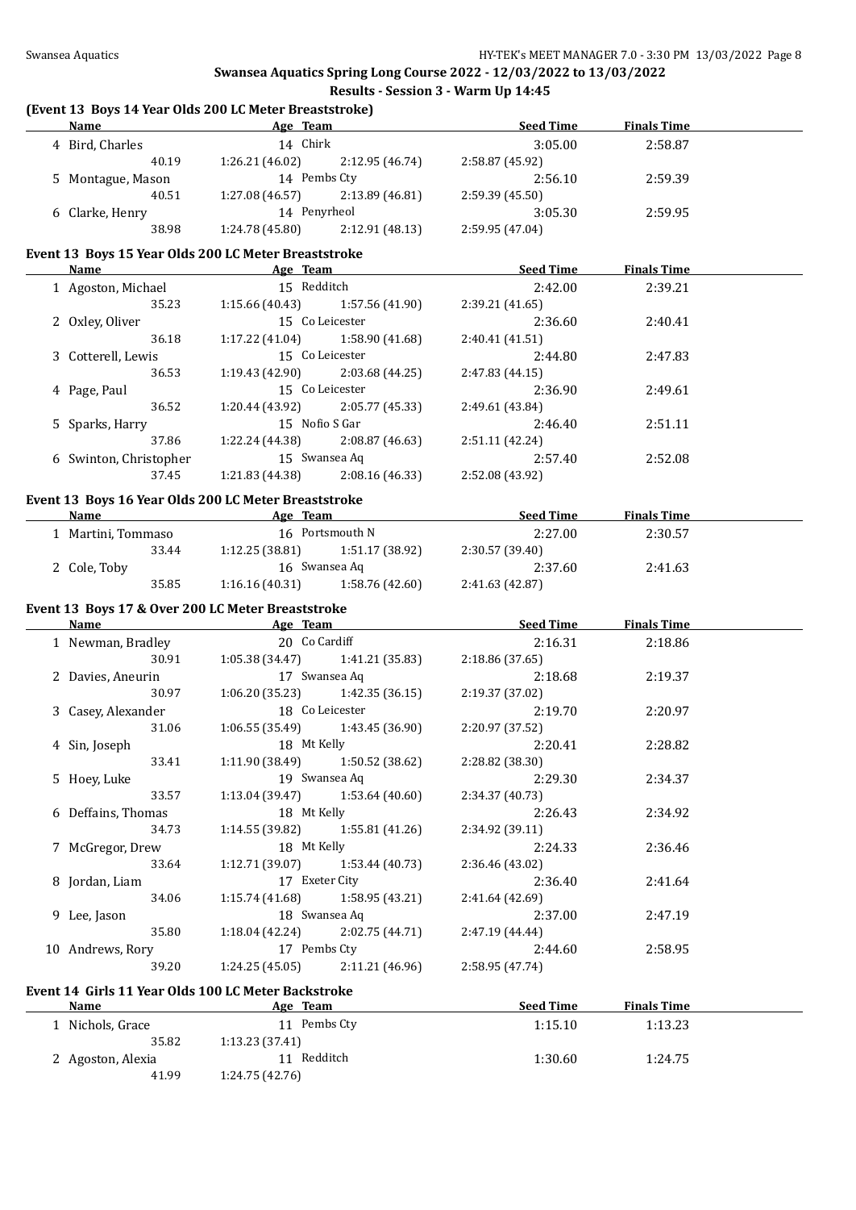## Swansea Aquatics Spring Long Course 2022 - 12/03/2022 to 13/03/2022

### Results - Session 3 - Warm Up 14:45

#### (Event 13 Boys 14 Year Olds 200 LC Meter Breaststroke)

| Name | Age | Team | Seed Time | Finals Time |
|---|---|---|---|---|
| 4 Bird, Charles | 14 | Chirk | 3:05.00 | 2:58.87 |
| 40.19 | 1:26.21 (46.02) | 2:12.95 (46.74) | 2:58.87 (45.92) | |
| 5 Montague, Mason | 14 | Pembs Cty | 2:56.10 | 2:59.39 |
| 40.51 | 1:27.08 (46.57) | 2:13.89 (46.81) | 2:59.39 (45.50) | |
| 6 Clarke, Henry | 14 | Penyrheol | 3:05.30 | 2:59.95 |
| 38.98 | 1:24.78 (45.80) | 2:12.91 (48.13) | 2:59.95 (47.04) | |

#### Event 13 Boys 15 Year Olds 200 LC Meter Breaststroke

| Name | Age | Team | Seed Time | Finals Time |
|---|---|---|---|---|
| 1 Agoston, Michael | 15 | Redditch | 2:42.00 | 2:39.21 |
| 35.23 | 1:15.66 (40.43) | 1:57.56 (41.90) | 2:39.21 (41.65) | |
| 2 Oxley, Oliver | 15 | Co Leicester | 2:36.60 | 2:40.41 |
| 36.18 | 1:17.22 (41.04) | 1:58.90 (41.68) | 2:40.41 (41.51) | |
| 3 Cotterell, Lewis | 15 | Co Leicester | 2:44.80 | 2:47.83 |
| 36.53 | 1:19.43 (42.90) | 2:03.68 (44.25) | 2:47.83 (44.15) | |
| 4 Page, Paul | 15 | Co Leicester | 2:36.90 | 2:49.61 |
| 36.52 | 1:20.44 (43.92) | 2:05.77 (45.33) | 2:49.61 (43.84) | |
| 5 Sparks, Harry | 15 | Nofio S Gar | 2:46.40 | 2:51.11 |
| 37.86 | 1:22.24 (44.38) | 2:08.87 (46.63) | 2:51.11 (42.24) | |
| 6 Swinton, Christopher | 15 | Swansea Aq | 2:57.40 | 2:52.08 |
| 37.45 | 1:21.83 (44.38) | 2:08.16 (46.33) | 2:52.08 (43.92) | |

#### Event 13 Boys 16 Year Olds 200 LC Meter Breaststroke

| Name | Age | Team | Seed Time | Finals Time |
|---|---|---|---|---|
| 1 Martini, Tommaso | 16 | Portsmouth N | 2:27.00 | 2:30.57 |
| 33.44 | 1:12.25 (38.81) | 1:51.17 (38.92) | 2:30.57 (39.40) | |
| 2 Cole, Toby | 16 | Swansea Aq | 2:37.60 | 2:41.63 |
| 35.85 | 1:16.16 (40.31) | 1:58.76 (42.60) | 2:41.63 (42.87) | |

#### Event 13 Boys 17 & Over 200 LC Meter Breaststroke

| Name | Age | Team | Seed Time | Finals Time |
|---|---|---|---|---|
| 1 Newman, Bradley | 20 | Co Cardiff | 2:16.31 | 2:18.86 |
| 30.91 | 1:05.38 (34.47) | 1:41.21 (35.83) | 2:18.86 (37.65) | |
| 2 Davies, Aneurin | 17 | Swansea Aq | 2:18.68 | 2:19.37 |
| 30.97 | 1:06.20 (35.23) | 1:42.35 (36.15) | 2:19.37 (37.02) | |
| 3 Casey, Alexander | 18 | Co Leicester | 2:19.70 | 2:20.97 |
| 31.06 | 1:06.55 (35.49) | 1:43.45 (36.90) | 2:20.97 (37.52) | |
| 4 Sin, Joseph | 18 | Mt Kelly | 2:20.41 | 2:28.82 |
| 33.41 | 1:11.90 (38.49) | 1:50.52 (38.62) | 2:28.82 (38.30) | |
| 5 Hoey, Luke | 19 | Swansea Aq | 2:29.30 | 2:34.37 |
| 33.57 | 1:13.04 (39.47) | 1:53.64 (40.60) | 2:34.37 (40.73) | |
| 6 Deffains, Thomas | 18 | Mt Kelly | 2:26.43 | 2:34.92 |
| 34.73 | 1:14.55 (39.82) | 1:55.81 (41.26) | 2:34.92 (39.11) | |
| 7 McGregor, Drew | 18 | Mt Kelly | 2:24.33 | 2:36.46 |
| 33.64 | 1:12.71 (39.07) | 1:53.44 (40.73) | 2:36.46 (43.02) | |
| 8 Jordan, Liam | 17 | Exeter City | 2:36.40 | 2:41.64 |
| 34.06 | 1:15.74 (41.68) | 1:58.95 (43.21) | 2:41.64 (42.69) | |
| 9 Lee, Jason | 18 | Swansea Aq | 2:37.00 | 2:47.19 |
| 35.80 | 1:18.04 (42.24) | 2:02.75 (44.71) | 2:47.19 (44.44) | |
| 10 Andrews, Rory | 17 | Pembs Cty | 2:44.60 | 2:58.95 |
| 39.20 | 1:24.25 (45.05) | 2:11.21 (46.96) | 2:58.95 (47.74) | |

#### Event 14 Girls 11 Year Olds 100 LC Meter Backstroke

| Name | Age | Team | Seed Time | Finals Time |
|---|---|---|---|---|
| 1 Nichols, Grace | 11 | Pembs Cty | 1:15.10 | 1:13.23 |
| 35.82 | 1:13.23 (37.41) | | | |
| 2 Agoston, Alexia | 11 | Redditch | 1:30.60 | 1:24.75 |
| 41.99 | 1:24.75 (42.76) | | | |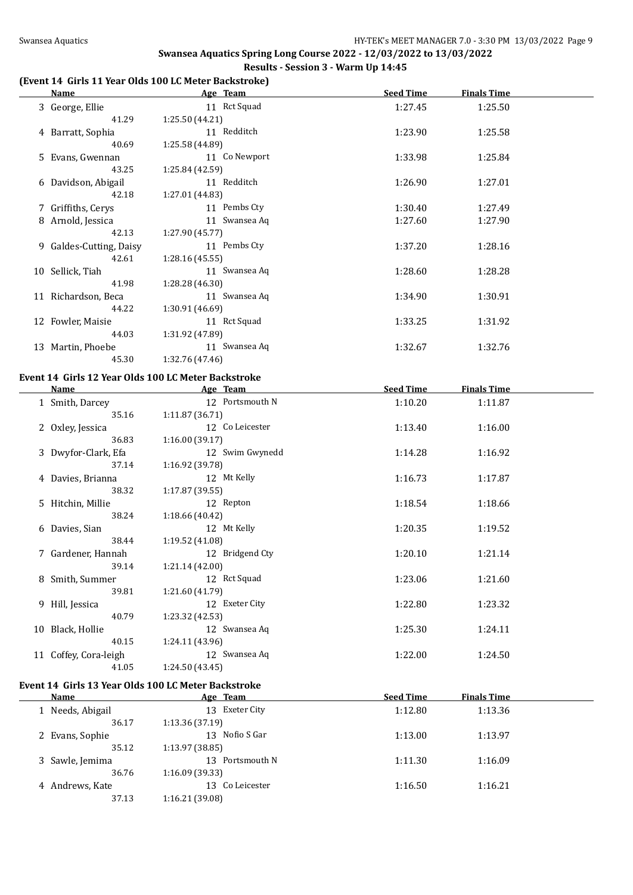## Swansea Aquatics Spring Long Course 2022 - 12/03/2022 to 13/03/2022

### Results - Session 3 - Warm Up 14:45

#### (Event 14 Girls 11 Year Olds 100 LC Meter Backstroke)

| | Name | Age | Team | Seed Time | Finals Time |
|---|---|---|---|---|---|
| 3 | George, Ellie | 11 | Rct Squad | 1:27.45 | 1:25.50 |
| | 41.29 | 1:25.50 (44.21) | | | |
| 4 | Barratt, Sophia | 11 | Redditch | 1:23.90 | 1:25.58 |
| | 40.69 | 1:25.58 (44.89) | | | |
| 5 | Evans, Gwennan | 11 | Co Newport | 1:33.98 | 1:25.84 |
| | 43.25 | 1:25.84 (42.59) | | | |
| 6 | Davidson, Abigail | 11 | Redditch | 1:26.90 | 1:27.01 |
| | 42.18 | 1:27.01 (44.83) | | | |
| 7 | Griffiths, Cerys | 11 | Pembs Cty | 1:30.40 | 1:27.49 |
| 8 | Arnold, Jessica | 11 | Swansea Aq | 1:27.60 | 1:27.90 |
| | 42.13 | 1:27.90 (45.77) | | | |
| 9 | Galdes-Cutting, Daisy | 11 | Pembs Cty | 1:37.20 | 1:28.16 |
| | 42.61 | 1:28.16 (45.55) | | | |
| 10 | Sellick, Tiah | 11 | Swansea Aq | 1:28.60 | 1:28.28 |
| | 41.98 | 1:28.28 (46.30) | | | |
| 11 | Richardson, Beca | 11 | Swansea Aq | 1:34.90 | 1:30.91 |
| | 44.22 | 1:30.91 (46.69) | | | |
| 12 | Fowler, Maisie | 11 | Rct Squad | 1:33.25 | 1:31.92 |
| | 44.03 | 1:31.92 (47.89) | | | |
| 13 | Martin, Phoebe | 11 | Swansea Aq | 1:32.67 | 1:32.76 |
| | 45.30 | 1:32.76 (47.46) | | | |

#### Event 14 Girls 12 Year Olds 100 LC Meter Backstroke

| | Name | Age | Team | Seed Time | Finals Time |
|---|---|---|---|---|---|
| 1 | Smith, Darcey | 12 | Portsmouth N | 1:10.20 | 1:11.87 |
| | 35.16 | 1:11.87 (36.71) | | | |
| 2 | Oxley, Jessica | 12 | Co Leicester | 1:13.40 | 1:16.00 |
| | 36.83 | 1:16.00 (39.17) | | | |
| 3 | Dwyfor-Clark, Efa | 12 | Swim Gwynedd | 1:14.28 | 1:16.92 |
| | 37.14 | 1:16.92 (39.78) | | | |
| 4 | Davies, Brianna | 12 | Mt Kelly | 1:16.73 | 1:17.87 |
| | 38.32 | 1:17.87 (39.55) | | | |
| 5 | Hitchin, Millie | 12 | Repton | 1:18.54 | 1:18.66 |
| | 38.24 | 1:18.66 (40.42) | | | |
| 6 | Davies, Sian | 12 | Mt Kelly | 1:20.35 | 1:19.52 |
| | 38.44 | 1:19.52 (41.08) | | | |
| 7 | Gardener, Hannah | 12 | Bridgend Cty | 1:20.10 | 1:21.14 |
| | 39.14 | 1:21.14 (42.00) | | | |
| 8 | Smith, Summer | 12 | Rct Squad | 1:23.06 | 1:21.60 |
| | 39.81 | 1:21.60 (41.79) | | | |
| 9 | Hill, Jessica | 12 | Exeter City | 1:22.80 | 1:23.32 |
| | 40.79 | 1:23.32 (42.53) | | | |
| 10 | Black, Hollie | 12 | Swansea Aq | 1:25.30 | 1:24.11 |
| | 40.15 | 1:24.11 (43.96) | | | |
| 11 | Coffey, Cora-leigh | 12 | Swansea Aq | 1:22.00 | 1:24.50 |
| | 41.05 | 1:24.50 (43.45) | | | |

#### Event 14 Girls 13 Year Olds 100 LC Meter Backstroke

| | Name | Age | Team | Seed Time | Finals Time |
|---|---|---|---|---|---|
| 1 | Needs, Abigail | 13 | Exeter City | 1:12.80 | 1:13.36 |
| | 36.17 | 1:13.36 (37.19) | | | |
| 2 | Evans, Sophie | 13 | Nofio S Gar | 1:13.00 | 1:13.97 |
| | 35.12 | 1:13.97 (38.85) | | | |
| 3 | Sawle, Jemima | 13 | Portsmouth N | 1:11.30 | 1:16.09 |
| | 36.76 | 1:16.09 (39.33) | | | |
| 4 | Andrews, Kate | 13 | Co Leicester | 1:16.50 | 1:16.21 |
| | 37.13 | 1:16.21 (39.08) | | | |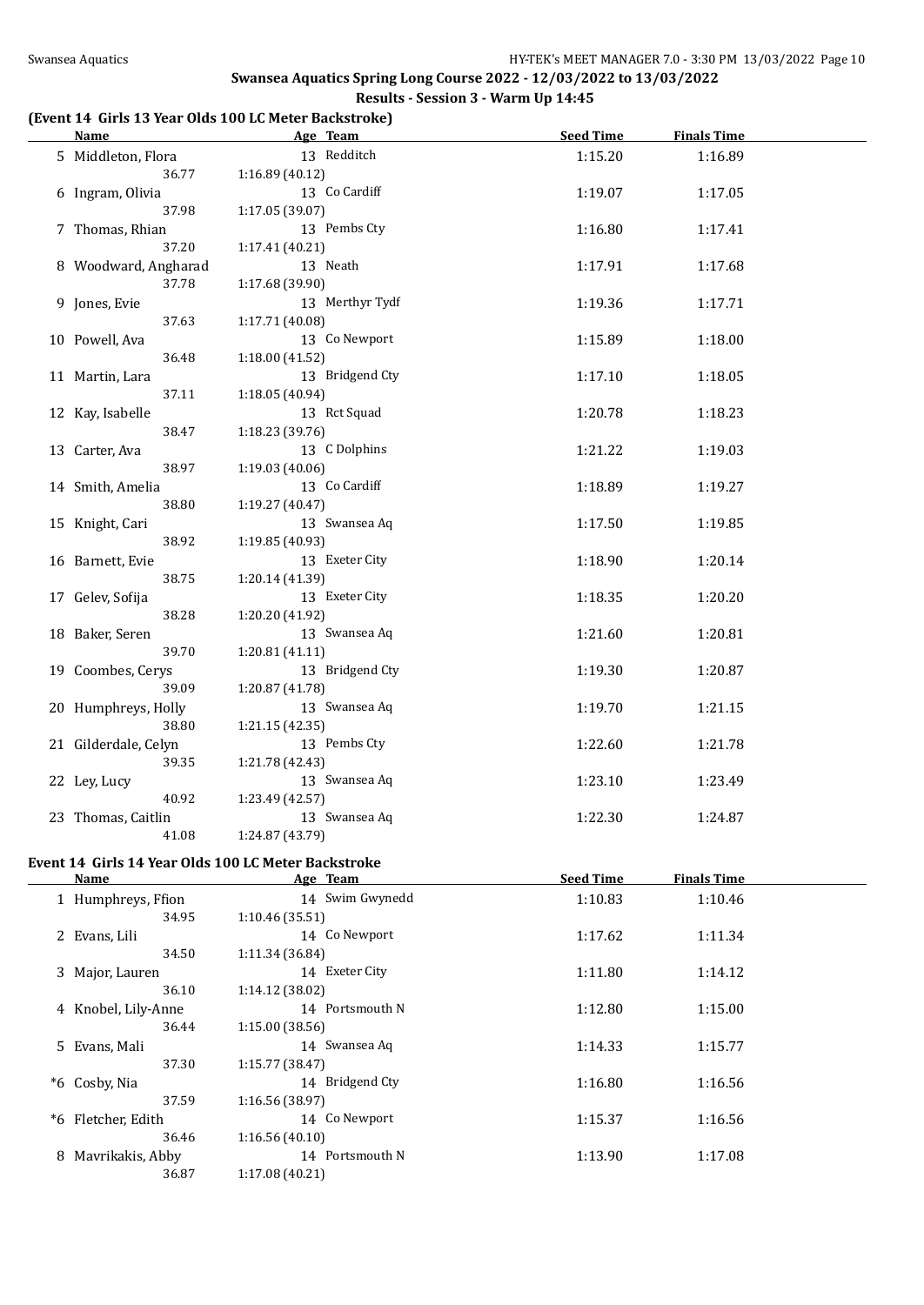## Swansea Aquatics Spring Long Course 2022 - 12/03/2022 to 13/03/2022

### Results - Session 3 - Warm Up 14:45

#### (Event 14 Girls 13 Year Olds 100 LC Meter Backstroke)

| | Name | Age | Team | Seed Time | Finals Time |
|---|---|---|---|---|---|
| 5 | Middleton, Flora | 13 | Redditch | 1:15.20 | 1:16.89 |
| | 36.77 | 1:16.89 (40.12) | | | |
| 6 | Ingram, Olivia | 13 | Co Cardiff | 1:19.07 | 1:17.05 |
| | 37.98 | 1:17.05 (39.07) | | | |
| 7 | Thomas, Rhian | 13 | Pembs Cty | 1:16.80 | 1:17.41 |
| | 37.20 | 1:17.41 (40.21) | | | |
| 8 | Woodward, Angharad | 13 | Neath | 1:17.91 | 1:17.68 |
| | 37.78 | 1:17.68 (39.90) | | | |
| 9 | Jones, Evie | 13 | Merthyr Tydf | 1:19.36 | 1:17.71 |
| | 37.63 | 1:17.71 (40.08) | | | |
| 10 | Powell, Ava | 13 | Co Newport | 1:15.89 | 1:18.00 |
| | 36.48 | 1:18.00 (41.52) | | | |
| 11 | Martin, Lara | 13 | Bridgend Cty | 1:17.10 | 1:18.05 |
| | 37.11 | 1:18.05 (40.94) | | | |
| 12 | Kay, Isabelle | 13 | Rct Squad | 1:20.78 | 1:18.23 |
| | 38.47 | 1:18.23 (39.76) | | | |
| 13 | Carter, Ava | 13 | C Dolphins | 1:21.22 | 1:19.03 |
| | 38.97 | 1:19.03 (40.06) | | | |
| 14 | Smith, Amelia | 13 | Co Cardiff | 1:18.89 | 1:19.27 |
| | 38.80 | 1:19.27 (40.47) | | | |
| 15 | Knight, Cari | 13 | Swansea Aq | 1:17.50 | 1:19.85 |
| | 38.92 | 1:19.85 (40.93) | | | |
| 16 | Barnett, Evie | 13 | Exeter City | 1:18.90 | 1:20.14 |
| | 38.75 | 1:20.14 (41.39) | | | |
| 17 | Gelev, Sofija | 13 | Exeter City | 1:18.35 | 1:20.20 |
| | 38.28 | 1:20.20 (41.92) | | | |
| 18 | Baker, Seren | 13 | Swansea Aq | 1:21.60 | 1:20.81 |
| | 39.70 | 1:20.81 (41.11) | | | |
| 19 | Coombes, Cerys | 13 | Bridgend Cty | 1:19.30 | 1:20.87 |
| | 39.09 | 1:20.87 (41.78) | | | |
| 20 | Humphreys, Holly | 13 | Swansea Aq | 1:19.70 | 1:21.15 |
| | 38.80 | 1:21.15 (42.35) | | | |
| 21 | Gilderdale, Celyn | 13 | Pembs Cty | 1:22.60 | 1:21.78 |
| | 39.35 | 1:21.78 (42.43) | | | |
| 22 | Ley, Lucy | 13 | Swansea Aq | 1:23.10 | 1:23.49 |
| | 40.92 | 1:23.49 (42.57) | | | |
| 23 | Thomas, Caitlin | 13 | Swansea Aq | 1:22.30 | 1:24.87 |
| | 41.08 | 1:24.87 (43.79) | | | |

#### Event 14 Girls 14 Year Olds 100 LC Meter Backstroke

| | Name | Age | Team | Seed Time | Finals Time |
|---|---|---|---|---|---|
| 1 | Humphreys, Ffion | 14 | Swim Gwynedd | 1:10.83 | 1:10.46 |
| | 34.95 | 1:10.46 (35.51) | | | |
| 2 | Evans, Lili | 14 | Co Newport | 1:17.62 | 1:11.34 |
| | 34.50 | 1:11.34 (36.84) | | | |
| 3 | Major, Lauren | 14 | Exeter City | 1:11.80 | 1:14.12 |
| | 36.10 | 1:14.12 (38.02) | | | |
| 4 | Knobel, Lily-Anne | 14 | Portsmouth N | 1:12.80 | 1:15.00 |
| | 36.44 | 1:15.00 (38.56) | | | |
| 5 | Evans, Mali | 14 | Swansea Aq | 1:14.33 | 1:15.77 |
| | 37.30 | 1:15.77 (38.47) | | | |
| *6 | Cosby, Nia | 14 | Bridgend Cty | 1:16.80 | 1:16.56 |
| | 37.59 | 1:16.56 (38.97) | | | |
| *6 | Fletcher, Edith | 14 | Co Newport | 1:15.37 | 1:16.56 |
| | 36.46 | 1:16.56 (40.10) | | | |
| 8 | Mavrikakis, Abby | 14 | Portsmouth N | 1:13.90 | 1:17.08 |
| | 36.87 | 1:17.08 (40.21) | | | |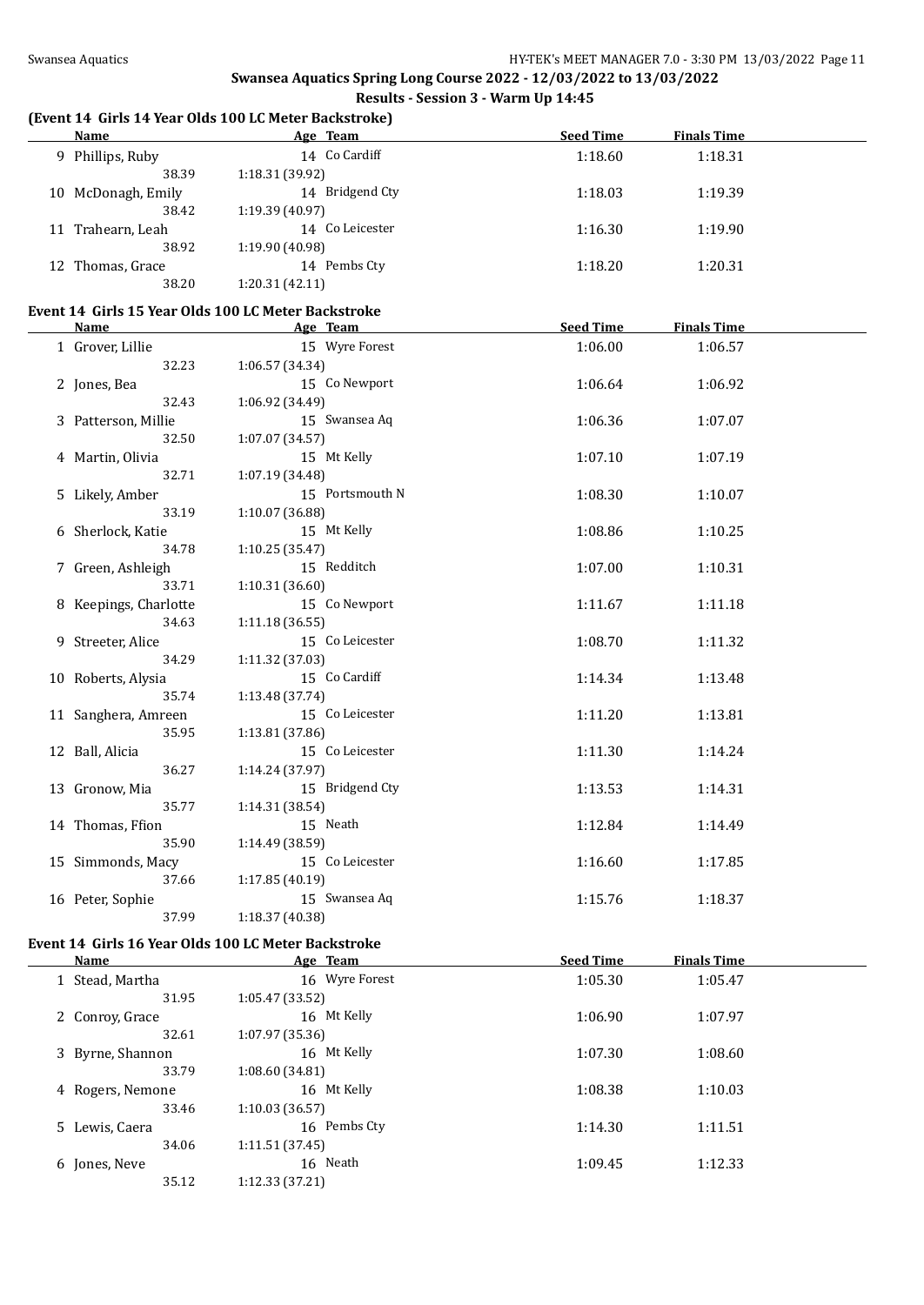## Swansea Aquatics Spring Long Course 2022 - 12/03/2022 to 13/03/2022

### Results - Session 3 - Warm Up 14:45

#### (Event 14 Girls 14 Year Olds 100 LC Meter Backstroke)

| Name | Age | Team | Seed Time | Finals Time |
|---|---|---|---|---|
| 9 Phillips, Ruby | 14 | Co Cardiff | 1:18.60 | 1:18.31 |
| 38.39 &nbsp; 1:18.31 (39.92) | | | | |
| 10 McDonagh, Emily | 14 | Bridgend Cty | 1:18.03 | 1:19.39 |
| 38.42 &nbsp; 1:19.39 (40.97) | | | | |
| 11 Trahearn, Leah | 14 | Co Leicester | 1:16.30 | 1:19.90 |
| 38.92 &nbsp; 1:19.90 (40.98) | | | | |
| 12 Thomas, Grace | 14 | Pembs Cty | 1:18.20 | 1:20.31 |
| 38.20 &nbsp; 1:20.31 (42.11) | | | | |

#### Event 14 Girls 15 Year Olds 100 LC Meter Backstroke

| Name | Age | Team | Seed Time | Finals Time |
|---|---|---|---|---|
| 1 Grover, Lillie | 15 | Wyre Forest | 1:06.00 | 1:06.57 |
| 32.23 &nbsp; 1:06.57 (34.34) | | | | |
| 2 Jones, Bea | 15 | Co Newport | 1:06.64 | 1:06.92 |
| 32.43 &nbsp; 1:06.92 (34.49) | | | | |
| 3 Patterson, Millie | 15 | Swansea Aq | 1:06.36 | 1:07.07 |
| 32.50 &nbsp; 1:07.07 (34.57) | | | | |
| 4 Martin, Olivia | 15 | Mt Kelly | 1:07.10 | 1:07.19 |
| 32.71 &nbsp; 1:07.19 (34.48) | | | | |
| 5 Likely, Amber | 15 | Portsmouth N | 1:08.30 | 1:10.07 |
| 33.19 &nbsp; 1:10.07 (36.88) | | | | |
| 6 Sherlock, Katie | 15 | Mt Kelly | 1:08.86 | 1:10.25 |
| 34.78 &nbsp; 1:10.25 (35.47) | | | | |
| 7 Green, Ashleigh | 15 | Redditch | 1:07.00 | 1:10.31 |
| 33.71 &nbsp; 1:10.31 (36.60) | | | | |
| 8 Keepings, Charlotte | 15 | Co Newport | 1:11.67 | 1:11.18 |
| 34.63 &nbsp; 1:11.18 (36.55) | | | | |
| 9 Streeter, Alice | 15 | Co Leicester | 1:08.70 | 1:11.32 |
| 34.29 &nbsp; 1:11.32 (37.03) | | | | |
| 10 Roberts, Alysia | 15 | Co Cardiff | 1:14.34 | 1:13.48 |
| 35.74 &nbsp; 1:13.48 (37.74) | | | | |
| 11 Sanghera, Amreen | 15 | Co Leicester | 1:11.20 | 1:13.81 |
| 35.95 &nbsp; 1:13.81 (37.86) | | | | |
| 12 Ball, Alicia | 15 | Co Leicester | 1:11.30 | 1:14.24 |
| 36.27 &nbsp; 1:14.24 (37.97) | | | | |
| 13 Gronow, Mia | 15 | Bridgend Cty | 1:13.53 | 1:14.31 |
| 35.77 &nbsp; 1:14.31 (38.54) | | | | |
| 14 Thomas, Ffion | 15 | Neath | 1:12.84 | 1:14.49 |
| 35.90 &nbsp; 1:14.49 (38.59) | | | | |
| 15 Simmonds, Macy | 15 | Co Leicester | 1:16.60 | 1:17.85 |
| 37.66 &nbsp; 1:17.85 (40.19) | | | | |
| 16 Peter, Sophie | 15 | Swansea Aq | 1:15.76 | 1:18.37 |
| 37.99 &nbsp; 1:18.37 (40.38) | | | | |

#### Event 14 Girls 16 Year Olds 100 LC Meter Backstroke

| Name | Age | Team | Seed Time | Finals Time |
|---|---|---|---|---|
| 1 Stead, Martha | 16 | Wyre Forest | 1:05.30 | 1:05.47 |
| 31.95 &nbsp; 1:05.47 (33.52) | | | | |
| 2 Conroy, Grace | 16 | Mt Kelly | 1:06.90 | 1:07.97 |
| 32.61 &nbsp; 1:07.97 (35.36) | | | | |
| 3 Byrne, Shannon | 16 | Mt Kelly | 1:07.30 | 1:08.60 |
| 33.79 &nbsp; 1:08.60 (34.81) | | | | |
| 4 Rogers, Nemone | 16 | Mt Kelly | 1:08.38 | 1:10.03 |
| 33.46 &nbsp; 1:10.03 (36.57) | | | | |
| 5 Lewis, Caera | 16 | Pembs Cty | 1:14.30 | 1:11.51 |
| 34.06 &nbsp; 1:11.51 (37.45) | | | | |
| 6 Jones, Neve | 16 | Neath | 1:09.45 | 1:12.33 |
| 35.12 &nbsp; 1:12.33 (37.21) | | | | |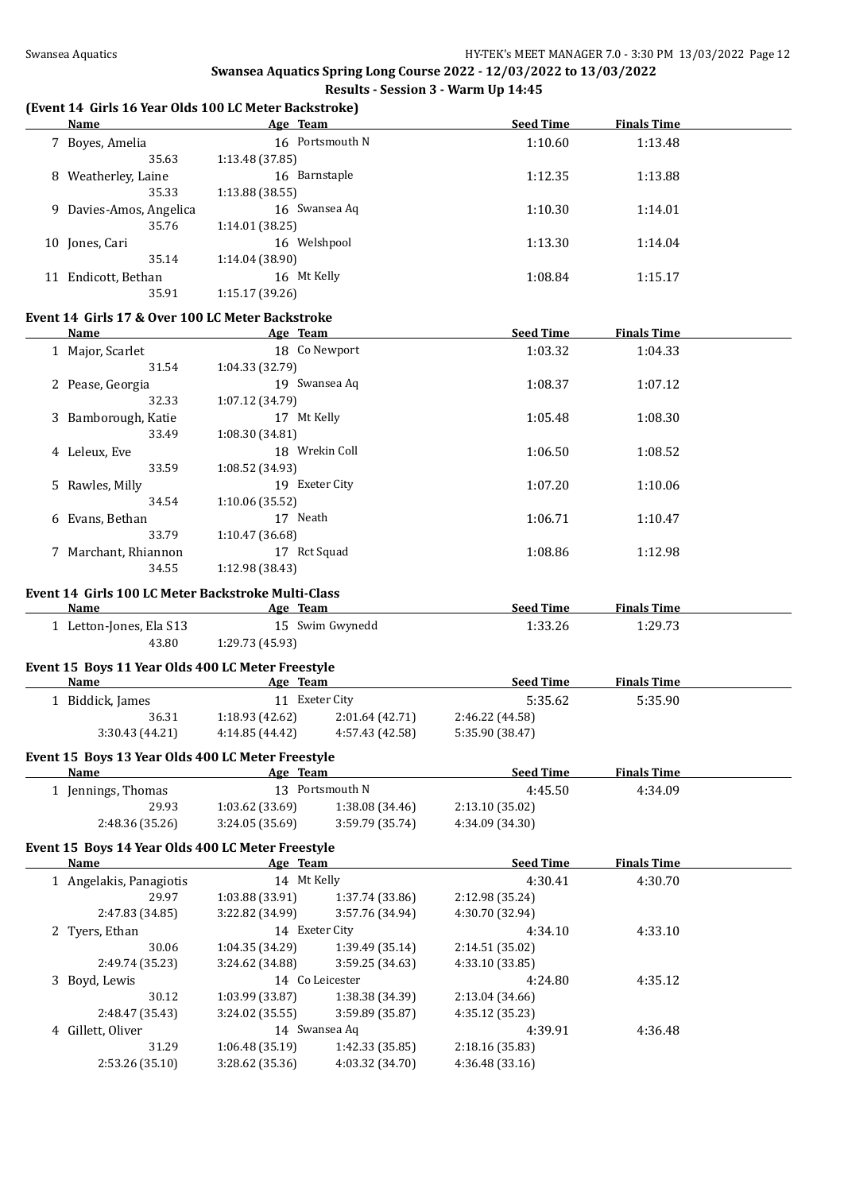## Swansea Aquatics Spring Long Course 2022 - 12/03/2022 to 13/03/2022

### Results - Session 3 - Warm Up 14:45

#### (Event 14 Girls 16 Year Olds 100 LC Meter Backstroke)

| | Name | Age | Team | Seed Time | Finals Time |
|---|---|---|---|---|---|
| 7 | Boyes, Amelia | 16 | Portsmouth N | 1:10.60 | 1:13.48 |
| | 35.63 | 1:13.48 (37.85) | | | |
| 8 | Weatherley, Laine | 16 | Barnstaple | 1:12.35 | 1:13.88 |
| | 35.33 | 1:13.88 (38.55) | | | |
| 9 | Davies-Amos, Angelica | 16 | Swansea Aq | 1:10.30 | 1:14.01 |
| | 35.76 | 1:14.01 (38.25) | | | |
| 10 | Jones, Cari | 16 | Welshpool | 1:13.30 | 1:14.04 |
| | 35.14 | 1:14.04 (38.90) | | | |
| 11 | Endicott, Bethan | 16 | Mt Kelly | 1:08.84 | 1:15.17 |
| | 35.91 | 1:15.17 (39.26) | | | |

#### Event 14 Girls 17 & Over 100 LC Meter Backstroke

| | Name | Age | Team | Seed Time | Finals Time |
|---|---|---|---|---|---|
| 1 | Major, Scarlet | 18 | Co Newport | 1:03.32 | 1:04.33 |
| | 31.54 | 1:04.33 (32.79) | | | |
| 2 | Pease, Georgia | 19 | Swansea Aq | 1:08.37 | 1:07.12 |
| | 32.33 | 1:07.12 (34.79) | | | |
| 3 | Bamborough, Katie | 17 | Mt Kelly | 1:05.48 | 1:08.30 |
| | 33.49 | 1:08.30 (34.81) | | | |
| 4 | Leleux, Eve | 18 | Wrekin Coll | 1:06.50 | 1:08.52 |
| | 33.59 | 1:08.52 (34.93) | | | |
| 5 | Rawles, Milly | 19 | Exeter City | 1:07.20 | 1:10.06 |
| | 34.54 | 1:10.06 (35.52) | | | |
| 6 | Evans, Bethan | 17 | Neath | 1:06.71 | 1:10.47 |
| | 33.79 | 1:10.47 (36.68) | | | |
| 7 | Marchant, Rhiannon | 17 | Rct Squad | 1:08.86 | 1:12.98 |
| | 34.55 | 1:12.98 (38.43) | | | |

#### Event 14 Girls 100 LC Meter Backstroke Multi-Class

| | Name | Age | Team | Seed Time | Finals Time |
|---|---|---|---|---|---|
| 1 | Letton-Jones, Ela S13 | 15 | Swim Gwynedd | 1:33.26 | 1:29.73 |
| | 43.80 | 1:29.73 (45.93) | | | |

#### Event 15 Boys 11 Year Olds 400 LC Meter Freestyle

| | Name | Age | Team | Seed Time | Finals Time |
|---|---|---|---|---|---|
| 1 | Biddick, James | 11 | Exeter City | 5:35.62 | 5:35.90 |
| | 36.31 | 1:18.93 (42.62) | 2:01.64 (42.71) | 2:46.22 (44.58) | |
| | 3:30.43 (44.21) | 4:14.85 (44.42) | 4:57.43 (42.58) | 5:35.90 (38.47) | |

#### Event 15 Boys 13 Year Olds 400 LC Meter Freestyle

| | Name | Age | Team | Seed Time | Finals Time |
|---|---|---|---|---|---|
| 1 | Jennings, Thomas | 13 | Portsmouth N | 4:45.50 | 4:34.09 |
| | 29.93 | 1:03.62 (33.69) | 1:38.08 (34.46) | 2:13.10 (35.02) | |
| | 2:48.36 (35.26) | 3:24.05 (35.69) | 3:59.79 (35.74) | 4:34.09 (34.30) | |

#### Event 15 Boys 14 Year Olds 400 LC Meter Freestyle

| | Name | Age | Team | Seed Time | Finals Time |
|---|---|---|---|---|---|
| 1 | Angelakis, Panagiotis | 14 | Mt Kelly | 4:30.41 | 4:30.70 |
| | 29.97 | 1:03.88 (33.91) | 1:37.74 (33.86) | 2:12.98 (35.24) | |
| | 2:47.83 (34.85) | 3:22.82 (34.99) | 3:57.76 (34.94) | 4:30.70 (32.94) | |
| 2 | Tyers, Ethan | 14 | Exeter City | 4:34.10 | 4:33.10 |
| | 30.06 | 1:04.35 (34.29) | 1:39.49 (35.14) | 2:14.51 (35.02) | |
| | 2:49.74 (35.23) | 3:24.62 (34.88) | 3:59.25 (34.63) | 4:33.10 (33.85) | |
| 3 | Boyd, Lewis | 14 | Co Leicester | 4:24.80 | 4:35.12 |
| | 30.12 | 1:03.99 (33.87) | 1:38.38 (34.39) | 2:13.04 (34.66) | |
| | 2:48.47 (35.43) | 3:24.02 (35.55) | 3:59.89 (35.87) | 4:35.12 (35.23) | |
| 4 | Gillett, Oliver | 14 | Swansea Aq | 4:39.91 | 4:36.48 |
| | 31.29 | 1:06.48 (35.19) | 1:42.33 (35.85) | 2:18.16 (35.83) | |
| | 2:53.26 (35.10) | 3:28.62 (35.36) | 4:03.32 (34.70) | 4:36.48 (33.16) | |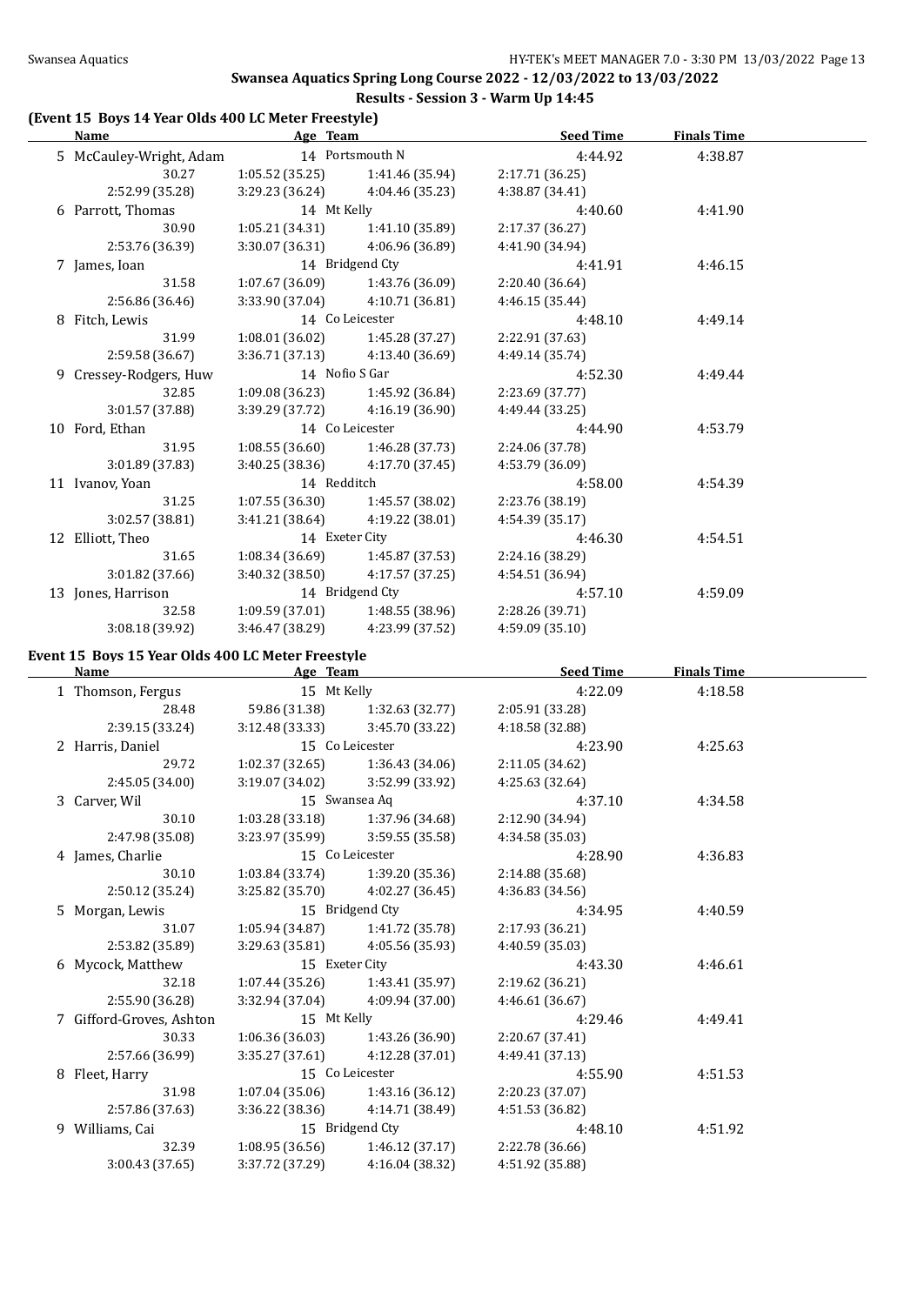## Swansea Aquatics Spring Long Course 2022 - 12/03/2022 to 13/03/2022

### Results - Session 3 - Warm Up 14:45

**(Event 15 Boys 14 Year Olds 400 LC Meter Freestyle)**

| Name | Age | Team | Seed Time | Finals Time |
|---|---|---|---|---|
| 5 McCauley-Wright, Adam | 14 | Portsmouth N | 4:44.92 | 4:38.87 |
| 30.27 | 1:05.52 (35.25) | 1:41.46 (35.94) | 2:17.71 (36.25) | |
| 2:52.99 (35.28) | 3:29.23 (36.24) | 4:04.46 (35.23) | 4:38.87 (34.41) | |
| 6 Parrott, Thomas | 14 | Mt Kelly | 4:40.60 | 4:41.90 |
| 30.90 | 1:05.21 (34.31) | 1:41.10 (35.89) | 2:17.37 (36.27) | |
| 2:53.76 (36.39) | 3:30.07 (36.31) | 4:06.96 (36.89) | 4:41.90 (34.94) | |
| 7 James, Ioan | 14 | Bridgend Cty | 4:41.91 | 4:46.15 |
| 31.58 | 1:07.67 (36.09) | 1:43.76 (36.09) | 2:20.40 (36.64) | |
| 2:56.86 (36.46) | 3:33.90 (37.04) | 4:10.71 (36.81) | 4:46.15 (35.44) | |
| 8 Fitch, Lewis | 14 | Co Leicester | 4:48.10 | 4:49.14 |
| 31.99 | 1:08.01 (36.02) | 1:45.28 (37.27) | 2:22.91 (37.63) | |
| 2:59.58 (36.67) | 3:36.71 (37.13) | 4:13.40 (36.69) | 4:49.14 (35.74) | |
| 9 Cressey-Rodgers, Huw | 14 | Nofio S Gar | 4:52.30 | 4:49.44 |
| 32.85 | 1:09.08 (36.23) | 1:45.92 (36.84) | 2:23.69 (37.77) | |
| 3:01.57 (37.88) | 3:39.29 (37.72) | 4:16.19 (36.90) | 4:49.44 (33.25) | |
| 10 Ford, Ethan | 14 | Co Leicester | 4:44.90 | 4:53.79 |
| 31.95 | 1:08.55 (36.60) | 1:46.28 (37.73) | 2:24.06 (37.78) | |
| 3:01.89 (37.83) | 3:40.25 (38.36) | 4:17.70 (37.45) | 4:53.79 (36.09) | |
| 11 Ivanov, Yoan | 14 | Redditch | 4:58.00 | 4:54.39 |
| 31.25 | 1:07.55 (36.30) | 1:45.57 (38.02) | 2:23.76 (38.19) | |
| 3:02.57 (38.81) | 3:41.21 (38.64) | 4:19.22 (38.01) | 4:54.39 (35.17) | |
| 12 Elliott, Theo | 14 | Exeter City | 4:46.30 | 4:54.51 |
| 31.65 | 1:08.34 (36.69) | 1:45.87 (37.53) | 2:24.16 (38.29) | |
| 3:01.82 (37.66) | 3:40.32 (38.50) | 4:17.57 (37.25) | 4:54.51 (36.94) | |
| 13 Jones, Harrison | 14 | Bridgend Cty | 4:57.10 | 4:59.09 |
| 32.58 | 1:09.59 (37.01) | 1:48.55 (38.96) | 2:28.26 (39.71) | |
| 3:08.18 (39.92) | 3:46.47 (38.29) | 4:23.99 (37.52) | 4:59.09 (35.10) | |

**Event 15 Boys 15 Year Olds 400 LC Meter Freestyle**

| Name | Age | Team | Seed Time | Finals Time |
|---|---|---|---|---|
| 1 Thomson, Fergus | 15 | Mt Kelly | 4:22.09 | 4:18.58 |
| 28.48 | 59.86 (31.38) | 1:32.63 (32.77) | 2:05.91 (33.28) | |
| 2:39.15 (33.24) | 3:12.48 (33.33) | 3:45.70 (33.22) | 4:18.58 (32.88) | |
| 2 Harris, Daniel | 15 | Co Leicester | 4:23.90 | 4:25.63 |
| 29.72 | 1:02.37 (32.65) | 1:36.43 (34.06) | 2:11.05 (34.62) | |
| 2:45.05 (34.00) | 3:19.07 (34.02) | 3:52.99 (33.92) | 4:25.63 (32.64) | |
| 3 Carver, Wil | 15 | Swansea Aq | 4:37.10 | 4:34.58 |
| 30.10 | 1:03.28 (33.18) | 1:37.96 (34.68) | 2:12.90 (34.94) | |
| 2:47.98 (35.08) | 3:23.97 (35.99) | 3:59.55 (35.58) | 4:34.58 (35.03) | |
| 4 James, Charlie | 15 | Co Leicester | 4:28.90 | 4:36.83 |
| 30.10 | 1:03.84 (33.74) | 1:39.20 (35.36) | 2:14.88 (35.68) | |
| 2:50.12 (35.24) | 3:25.82 (35.70) | 4:02.27 (36.45) | 4:36.83 (34.56) | |
| 5 Morgan, Lewis | 15 | Bridgend Cty | 4:34.95 | 4:40.59 |
| 31.07 | 1:05.94 (34.87) | 1:41.72 (35.78) | 2:17.93 (36.21) | |
| 2:53.82 (35.89) | 3:29.63 (35.81) | 4:05.56 (35.93) | 4:40.59 (35.03) | |
| 6 Mycock, Matthew | 15 | Exeter City | 4:43.30 | 4:46.61 |
| 32.18 | 1:07.44 (35.26) | 1:43.41 (35.97) | 2:19.62 (36.21) | |
| 2:55.90 (36.28) | 3:32.94 (37.04) | 4:09.94 (37.00) | 4:46.61 (36.67) | |
| 7 Gifford-Groves, Ashton | 15 | Mt Kelly | 4:29.46 | 4:49.41 |
| 30.33 | 1:06.36 (36.03) | 1:43.26 (36.90) | 2:20.67 (37.41) | |
| 2:57.66 (36.99) | 3:35.27 (37.61) | 4:12.28 (37.01) | 4:49.41 (37.13) | |
| 8 Fleet, Harry | 15 | Co Leicester | 4:55.90 | 4:51.53 |
| 31.98 | 1:07.04 (35.06) | 1:43.16 (36.12) | 2:20.23 (37.07) | |
| 2:57.86 (37.63) | 3:36.22 (38.36) | 4:14.71 (38.49) | 4:51.53 (36.82) | |
| 9 Williams, Cai | 15 | Bridgend Cty | 4:48.10 | 4:51.92 |
| 32.39 | 1:08.95 (36.56) | 1:46.12 (37.17) | 2:22.78 (36.66) | |
| 3:00.43 (37.65) | 3:37.72 (37.29) | 4:16.04 (38.32) | 4:51.92 (35.88) | |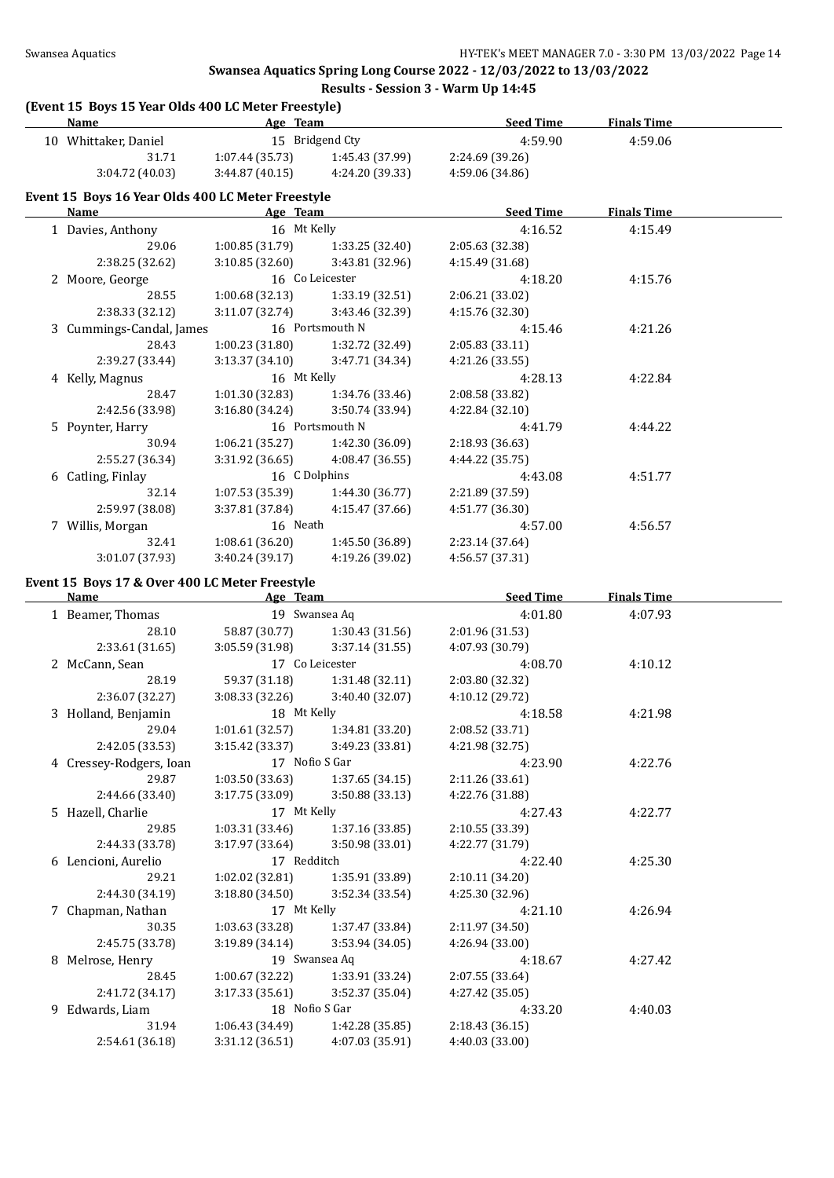## Swansea Aquatics Spring Long Course 2022 - 12/03/2022 to 13/03/2022

### Results - Session 3 - Warm Up 14:45

**(Event 15 Boys 15 Year Olds 400 LC Meter Freestyle)**

| Name | Age | Team | Seed Time | Finals Time |
|---|---|---|---|---|
| 10 Whittaker, Daniel | 15 | Bridgend Cty | 4:59.90 | 4:59.06 |
| 31.71 | 1:07.44 (35.73) | 1:45.43 (37.99) | 2:24.69 (39.26) | |
| 3:04.72 (40.03) | 3:44.87 (40.15) | 4:24.20 (39.33) | 4:59.06 (34.86) | |

**Event 15 Boys 16 Year Olds 400 LC Meter Freestyle**

| Name | Age | Team | Seed Time | Finals Time |
|---|---|---|---|---|
| 1 Davies, Anthony | 16 | Mt Kelly | 4:16.52 | 4:15.49 |
| 29.06 | 1:00.85 (31.79) | 1:33.25 (32.40) | 2:05.63 (32.38) | |
| 2:38.25 (32.62) | 3:10.85 (32.60) | 3:43.81 (32.96) | 4:15.49 (31.68) | |
| 2 Moore, George | 16 | Co Leicester | 4:18.20 | 4:15.76 |
| 28.55 | 1:00.68 (32.13) | 1:33.19 (32.51) | 2:06.21 (33.02) | |
| 2:38.33 (32.12) | 3:11.07 (32.74) | 3:43.46 (32.39) | 4:15.76 (32.30) | |
| 3 Cummings-Candal, James | 16 | Portsmouth N | 4:15.46 | 4:21.26 |
| 28.43 | 1:00.23 (31.80) | 1:32.72 (32.49) | 2:05.83 (33.11) | |
| 2:39.27 (33.44) | 3:13.37 (34.10) | 3:47.71 (34.34) | 4:21.26 (33.55) | |
| 4 Kelly, Magnus | 16 | Mt Kelly | 4:28.13 | 4:22.84 |
| 28.47 | 1:01.30 (32.83) | 1:34.76 (33.46) | 2:08.58 (33.82) | |
| 2:42.56 (33.98) | 3:16.80 (34.24) | 3:50.74 (33.94) | 4:22.84 (32.10) | |
| 5 Poynter, Harry | 16 | Portsmouth N | 4:41.79 | 4:44.22 |
| 30.94 | 1:06.21 (35.27) | 1:42.30 (36.09) | 2:18.93 (36.63) | |
| 2:55.27 (36.34) | 3:31.92 (36.65) | 4:08.47 (36.55) | 4:44.22 (35.75) | |
| 6 Catling, Finlay | 16 | C Dolphins | 4:43.08 | 4:51.77 |
| 32.14 | 1:07.53 (35.39) | 1:44.30 (36.77) | 2:21.89 (37.59) | |
| 2:59.97 (38.08) | 3:37.81 (37.84) | 4:15.47 (37.66) | 4:51.77 (36.30) | |
| 7 Willis, Morgan | 16 | Neath | 4:57.00 | 4:56.57 |
| 32.41 | 1:08.61 (36.20) | 1:45.50 (36.89) | 2:23.14 (37.64) | |
| 3:01.07 (37.93) | 3:40.24 (39.17) | 4:19.26 (39.02) | 4:56.57 (37.31) | |

**Event 15 Boys 17 & Over 400 LC Meter Freestyle**

| Name | Age | Team | Seed Time | Finals Time |
|---|---|---|---|---|
| 1 Beamer, Thomas | 19 | Swansea Aq | 4:01.80 | 4:07.93 |
| 28.10 | 58.87 (30.77) | 1:30.43 (31.56) | 2:01.96 (31.53) | |
| 2:33.61 (31.65) | 3:05.59 (31.98) | 3:37.14 (31.55) | 4:07.93 (30.79) | |
| 2 McCann, Sean | 17 | Co Leicester | 4:08.70 | 4:10.12 |
| 28.19 | 59.37 (31.18) | 1:31.48 (32.11) | 2:03.80 (32.32) | |
| 2:36.07 (32.27) | 3:08.33 (32.26) | 3:40.40 (32.07) | 4:10.12 (29.72) | |
| 3 Holland, Benjamin | 18 | Mt Kelly | 4:18.58 | 4:21.98 |
| 29.04 | 1:01.61 (32.57) | 1:34.81 (33.20) | 2:08.52 (33.71) | |
| 2:42.05 (33.53) | 3:15.42 (33.37) | 3:49.23 (33.81) | 4:21.98 (32.75) | |
| 4 Cressey-Rodgers, Ioan | 17 | Nofio S Gar | 4:23.90 | 4:22.76 |
| 29.87 | 1:03.50 (33.63) | 1:37.65 (34.15) | 2:11.26 (33.61) | |
| 2:44.66 (33.40) | 3:17.75 (33.09) | 3:50.88 (33.13) | 4:22.76 (31.88) | |
| 5 Hazell, Charlie | 17 | Mt Kelly | 4:27.43 | 4:22.77 |
| 29.85 | 1:03.31 (33.46) | 1:37.16 (33.85) | 2:10.55 (33.39) | |
| 2:44.33 (33.78) | 3:17.97 (33.64) | 3:50.98 (33.01) | 4:22.77 (31.79) | |
| 6 Lencioni, Aurelio | 17 | Redditch | 4:22.40 | 4:25.30 |
| 29.21 | 1:02.02 (32.81) | 1:35.91 (33.89) | 2:10.11 (34.20) | |
| 2:44.30 (34.19) | 3:18.80 (34.50) | 3:52.34 (33.54) | 4:25.30 (32.96) | |
| 7 Chapman, Nathan | 17 | Mt Kelly | 4:21.10 | 4:26.94 |
| 30.35 | 1:03.63 (33.28) | 1:37.47 (33.84) | 2:11.97 (34.50) | |
| 2:45.75 (33.78) | 3:19.89 (34.14) | 3:53.94 (34.05) | 4:26.94 (33.00) | |
| 8 Melrose, Henry | 19 | Swansea Aq | 4:18.67 | 4:27.42 |
| 28.45 | 1:00.67 (32.22) | 1:33.91 (33.24) | 2:07.55 (33.64) | |
| 2:41.72 (34.17) | 3:17.33 (35.61) | 3:52.37 (35.04) | 4:27.42 (35.05) | |
| 9 Edwards, Liam | 18 | Nofio S Gar | 4:33.20 | 4:40.03 |
| 31.94 | 1:06.43 (34.49) | 1:42.28 (35.85) | 2:18.43 (36.15) | |
| 2:54.61 (36.18) | 3:31.12 (36.51) | 4:07.03 (35.91) | 4:40.03 (33.00) | |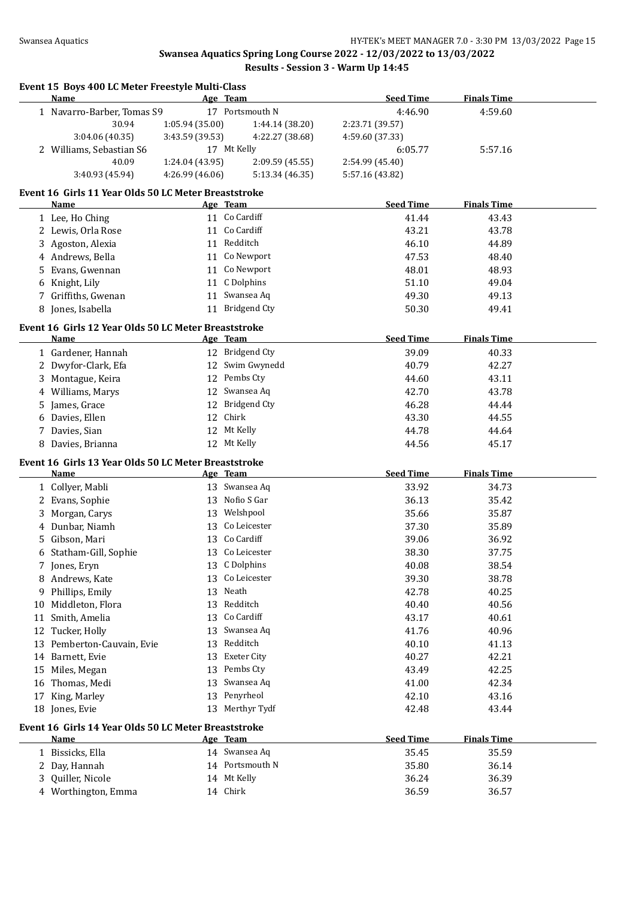## Swansea Aquatics Spring Long Course 2022 - 12/03/2022 to 13/03/2022

### Results - Session 3 - Warm Up 14:45

#### Event 15 Boys 400 LC Meter Freestyle Multi-Class

| | Name | Age | Team | Seed Time | Finals Time |
|---|---|---|---|---|---|
| 1 | Navarro-Barber, Tomas S9 | 17 | Portsmouth N | 4:46.90 | 4:59.60 |
| | 30.94 / 1:05.94 (35.00) / 1:44.14 (38.20) / 2:23.71 (39.57) | | | | |
| | 3:04.06 (40.35) / 3:43.59 (39.53) / 4:22.27 (38.68) / 4:59.60 (37.33) | | | | |
| 2 | Williams, Sebastian S6 | 17 | Mt Kelly | 6:05.77 | 5:57.16 |
| | 40.09 / 1:24.04 (43.95) / 2:09.59 (45.55) / 2:54.99 (45.40) | | | | |
| | 3:40.93 (45.94) / 4:26.99 (46.06) / 5:13.34 (46.35) / 5:57.16 (43.82) | | | | |

#### Event 16 Girls 11 Year Olds 50 LC Meter Breaststroke

| | Name | Age | Team | Seed Time | Finals Time |
|---|---|---|---|---|---|
| 1 | Lee, Ho Ching | 11 | Co Cardiff | 41.44 | 43.43 |
| 2 | Lewis, Orla Rose | 11 | Co Cardiff | 43.21 | 43.78 |
| 3 | Agoston, Alexia | 11 | Redditch | 46.10 | 44.89 |
| 4 | Andrews, Bella | 11 | Co Newport | 47.53 | 48.40 |
| 5 | Evans, Gwennan | 11 | Co Newport | 48.01 | 48.93 |
| 6 | Knight, Lily | 11 | C Dolphins | 51.10 | 49.04 |
| 7 | Griffiths, Gwenan | 11 | Swansea Aq | 49.30 | 49.13 |
| 8 | Jones, Isabella | 11 | Bridgend Cty | 50.30 | 49.41 |

#### Event 16 Girls 12 Year Olds 50 LC Meter Breaststroke

| | Name | Age | Team | Seed Time | Finals Time |
|---|---|---|---|---|---|
| 1 | Gardener, Hannah | 12 | Bridgend Cty | 39.09 | 40.33 |
| 2 | Dwyfor-Clark, Efa | 12 | Swim Gwynedd | 40.79 | 42.27 |
| 3 | Montague, Keira | 12 | Pembs Cty | 44.60 | 43.11 |
| 4 | Williams, Marys | 12 | Swansea Aq | 42.70 | 43.78 |
| 5 | James, Grace | 12 | Bridgend Cty | 46.28 | 44.44 |
| 6 | Davies, Ellen | 12 | Chirk | 43.30 | 44.55 |
| 7 | Davies, Sian | 12 | Mt Kelly | 44.78 | 44.64 |
| 8 | Davies, Brianna | 12 | Mt Kelly | 44.56 | 45.17 |

#### Event 16 Girls 13 Year Olds 50 LC Meter Breaststroke

| | Name | Age | Team | Seed Time | Finals Time |
|---|---|---|---|---|---|
| 1 | Collyer, Mabli | 13 | Swansea Aq | 33.92 | 34.73 |
| 2 | Evans, Sophie | 13 | Nofio S Gar | 36.13 | 35.42 |
| 3 | Morgan, Carys | 13 | Welshpool | 35.66 | 35.87 |
| 4 | Dunbar, Niamh | 13 | Co Leicester | 37.30 | 35.89 |
| 5 | Gibson, Mari | 13 | Co Cardiff | 39.06 | 36.92 |
| 6 | Statham-Gill, Sophie | 13 | Co Leicester | 38.30 | 37.75 |
| 7 | Jones, Eryn | 13 | C Dolphins | 40.08 | 38.54 |
| 8 | Andrews, Kate | 13 | Co Leicester | 39.30 | 38.78 |
| 9 | Phillips, Emily | 13 | Neath | 42.78 | 40.25 |
| 10 | Middleton, Flora | 13 | Redditch | 40.40 | 40.56 |
| 11 | Smith, Amelia | 13 | Co Cardiff | 43.17 | 40.61 |
| 12 | Tucker, Holly | 13 | Swansea Aq | 41.76 | 40.96 |
| 13 | Pemberton-Cauvain, Evie | 13 | Redditch | 40.10 | 41.13 |
| 14 | Barnett, Evie | 13 | Exeter City | 40.27 | 42.21 |
| 15 | Miles, Megan | 13 | Pembs Cty | 43.49 | 42.25 |
| 16 | Thomas, Medi | 13 | Swansea Aq | 41.00 | 42.34 |
| 17 | King, Marley | 13 | Penyrheol | 42.10 | 43.16 |
| 18 | Jones, Evie | 13 | Merthyr Tydf | 42.48 | 43.44 |

#### Event 16 Girls 14 Year Olds 50 LC Meter Breaststroke

| | Name | Age | Team | Seed Time | Finals Time |
|---|---|---|---|---|---|
| 1 | Bissicks, Ella | 14 | Swansea Aq | 35.45 | 35.59 |
| 2 | Day, Hannah | 14 | Portsmouth N | 35.80 | 36.14 |
| 3 | Quiller, Nicole | 14 | Mt Kelly | 36.24 | 36.39 |
| 4 | Worthington, Emma | 14 | Chirk | 36.59 | 36.57 |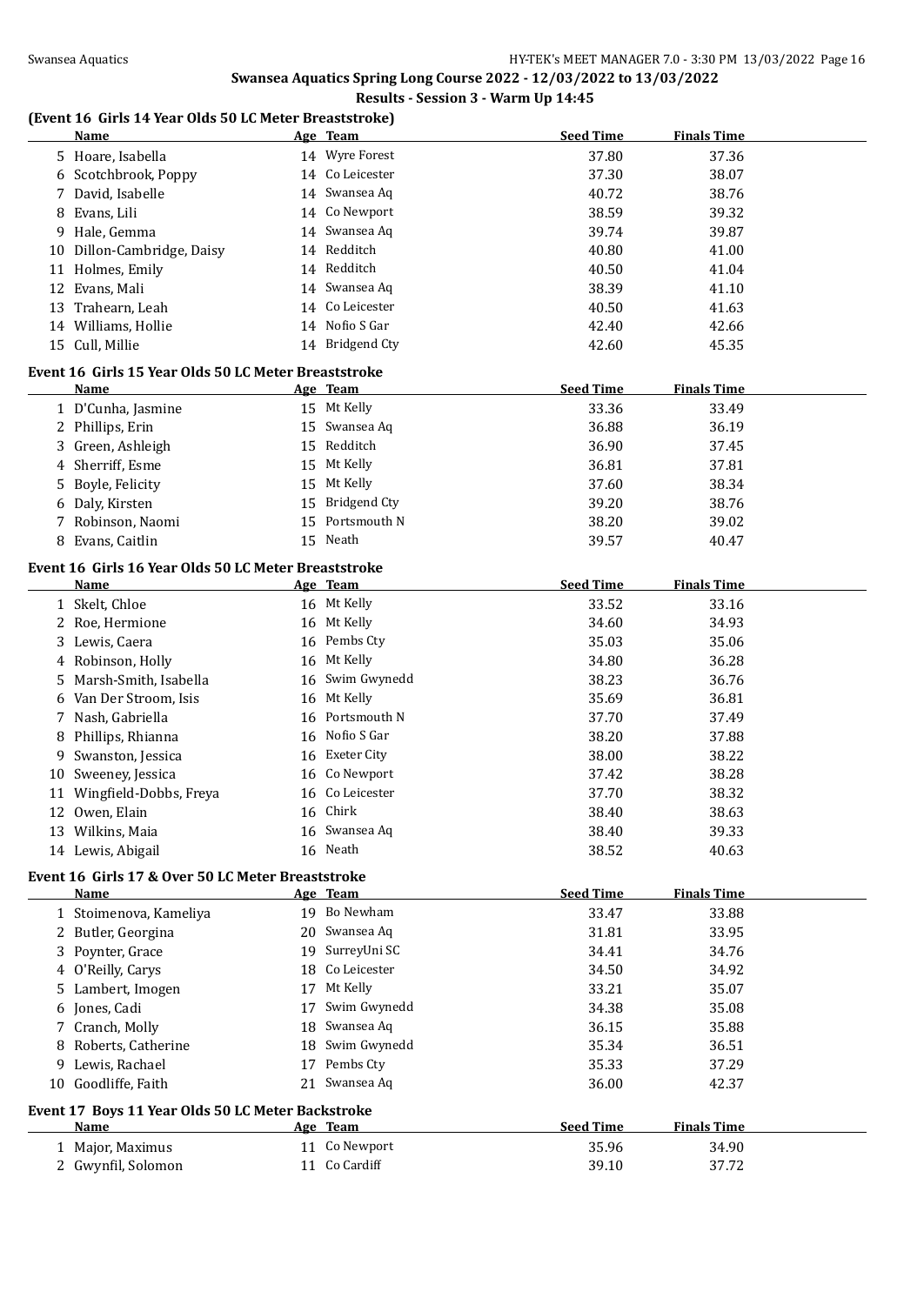## Swansea Aquatics Spring Long Course 2022 - 12/03/2022 to 13/03/2022

### Results - Session 3 - Warm Up 14:45

#### (Event 16 Girls 14 Year Olds 50 LC Meter Breaststroke)

| | Name | Age | Team | Seed Time | Finals Time |
|---|---|---|---|---|---|
| 5 | Hoare, Isabella | 14 | Wyre Forest | 37.80 | 37.36 |
| 6 | Scotchbrook, Poppy | 14 | Co Leicester | 37.30 | 38.07 |
| 7 | David, Isabelle | 14 | Swansea Aq | 40.72 | 38.76 |
| 8 | Evans, Lili | 14 | Co Newport | 38.59 | 39.32 |
| 9 | Hale, Gemma | 14 | Swansea Aq | 39.74 | 39.87 |
| 10 | Dillon-Cambridge, Daisy | 14 | Redditch | 40.80 | 41.00 |
| 11 | Holmes, Emily | 14 | Redditch | 40.50 | 41.04 |
| 12 | Evans, Mali | 14 | Swansea Aq | 38.39 | 41.10 |
| 13 | Trahearn, Leah | 14 | Co Leicester | 40.50 | 41.63 |
| 14 | Williams, Hollie | 14 | Nofio S Gar | 42.40 | 42.66 |
| 15 | Cull, Millie | 14 | Bridgend Cty | 42.60 | 45.35 |

#### Event 16 Girls 15 Year Olds 50 LC Meter Breaststroke

| | Name | Age | Team | Seed Time | Finals Time |
|---|---|---|---|---|---|
| 1 | D'Cunha, Jasmine | 15 | Mt Kelly | 33.36 | 33.49 |
| 2 | Phillips, Erin | 15 | Swansea Aq | 36.88 | 36.19 |
| 3 | Green, Ashleigh | 15 | Redditch | 36.90 | 37.45 |
| 4 | Sherriff, Esme | 15 | Mt Kelly | 36.81 | 37.81 |
| 5 | Boyle, Felicity | 15 | Mt Kelly | 37.60 | 38.34 |
| 6 | Daly, Kirsten | 15 | Bridgend Cty | 39.20 | 38.76 |
| 7 | Robinson, Naomi | 15 | Portsmouth N | 38.20 | 39.02 |
| 8 | Evans, Caitlin | 15 | Neath | 39.57 | 40.47 |

#### Event 16 Girls 16 Year Olds 50 LC Meter Breaststroke

| | Name | Age | Team | Seed Time | Finals Time |
|---|---|---|---|---|---|
| 1 | Skelt, Chloe | 16 | Mt Kelly | 33.52 | 33.16 |
| 2 | Roe, Hermione | 16 | Mt Kelly | 34.60 | 34.93 |
| 3 | Lewis, Caera | 16 | Pembs Cty | 35.03 | 35.06 |
| 4 | Robinson, Holly | 16 | Mt Kelly | 34.80 | 36.28 |
| 5 | Marsh-Smith, Isabella | 16 | Swim Gwynedd | 38.23 | 36.76 |
| 6 | Van Der Stroom, Isis | 16 | Mt Kelly | 35.69 | 36.81 |
| 7 | Nash, Gabriella | 16 | Portsmouth N | 37.70 | 37.49 |
| 8 | Phillips, Rhianna | 16 | Nofio S Gar | 38.20 | 37.88 |
| 9 | Swanston, Jessica | 16 | Exeter City | 38.00 | 38.22 |
| 10 | Sweeney, Jessica | 16 | Co Newport | 37.42 | 38.28 |
| 11 | Wingfield-Dobbs, Freya | 16 | Co Leicester | 37.70 | 38.32 |
| 12 | Owen, Elain | 16 | Chirk | 38.40 | 38.63 |
| 13 | Wilkins, Maia | 16 | Swansea Aq | 38.40 | 39.33 |
| 14 | Lewis, Abigail | 16 | Neath | 38.52 | 40.63 |

#### Event 16 Girls 17 & Over 50 LC Meter Breaststroke

| | Name | Age | Team | Seed Time | Finals Time |
|---|---|---|---|---|---|
| 1 | Stoimenova, Kameliya | 19 | Bo Newham | 33.47 | 33.88 |
| 2 | Butler, Georgina | 20 | Swansea Aq | 31.81 | 33.95 |
| 3 | Poynter, Grace | 19 | SurreyUni SC | 34.41 | 34.76 |
| 4 | O'Reilly, Carys | 18 | Co Leicester | 34.50 | 34.92 |
| 5 | Lambert, Imogen | 17 | Mt Kelly | 33.21 | 35.07 |
| 6 | Jones, Cadi | 17 | Swim Gwynedd | 34.38 | 35.08 |
| 7 | Cranch, Molly | 18 | Swansea Aq | 36.15 | 35.88 |
| 8 | Roberts, Catherine | 18 | Swim Gwynedd | 35.34 | 36.51 |
| 9 | Lewis, Rachael | 17 | Pembs Cty | 35.33 | 37.29 |
| 10 | Goodliffe, Faith | 21 | Swansea Aq | 36.00 | 42.37 |

#### Event 17 Boys 11 Year Olds 50 LC Meter Backstroke

| | Name | Age | Team | Seed Time | Finals Time |
|---|---|---|---|---|---|
| 1 | Major, Maximus | 11 | Co Newport | 35.96 | 34.90 |
| 2 | Gwynfil, Solomon | 11 | Co Cardiff | 39.10 | 37.72 |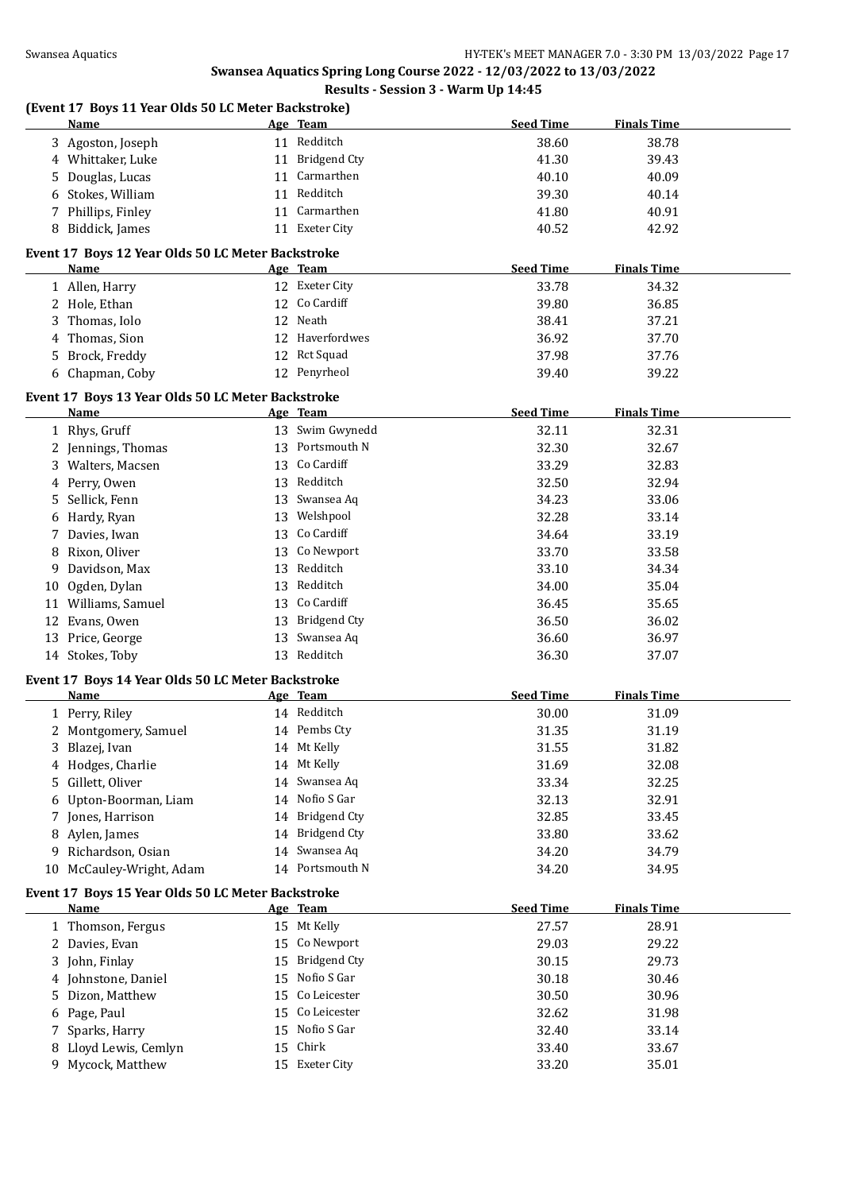## Swansea Aquatics Spring Long Course 2022 - 12/03/2022 to 13/03/2022

### Results - Session 3 - Warm Up 14:45

#### (Event 17 Boys 11 Year Olds 50 LC Meter Backstroke)

| | Name | Age | Team | Seed Time | Finals Time |
|---|---|---|---|---|---|
| 3 | Agoston, Joseph | 11 | Redditch | 38.60 | 38.78 |
| 4 | Whittaker, Luke | 11 | Bridgend Cty | 41.30 | 39.43 |
| 5 | Douglas, Lucas | 11 | Carmarthen | 40.10 | 40.09 |
| 6 | Stokes, William | 11 | Redditch | 39.30 | 40.14 |
| 7 | Phillips, Finley | 11 | Carmarthen | 41.80 | 40.91 |
| 8 | Biddick, James | 11 | Exeter City | 40.52 | 42.92 |

#### Event 17 Boys 12 Year Olds 50 LC Meter Backstroke

| | Name | Age | Team | Seed Time | Finals Time |
|---|---|---|---|---|---|
| 1 | Allen, Harry | 12 | Exeter City | 33.78 | 34.32 |
| 2 | Hole, Ethan | 12 | Co Cardiff | 39.80 | 36.85 |
| 3 | Thomas, Iolo | 12 | Neath | 38.41 | 37.21 |
| 4 | Thomas, Sion | 12 | Haverfordwes | 36.92 | 37.70 |
| 5 | Brock, Freddy | 12 | Rct Squad | 37.98 | 37.76 |
| 6 | Chapman, Coby | 12 | Penyrheol | 39.40 | 39.22 |

#### Event 17 Boys 13 Year Olds 50 LC Meter Backstroke

| | Name | Age | Team | Seed Time | Finals Time |
|---|---|---|---|---|---|
| 1 | Rhys, Gruff | 13 | Swim Gwynedd | 32.11 | 32.31 |
| 2 | Jennings, Thomas | 13 | Portsmouth N | 32.30 | 32.67 |
| 3 | Walters, Macsen | 13 | Co Cardiff | 33.29 | 32.83 |
| 4 | Perry, Owen | 13 | Redditch | 32.50 | 32.94 |
| 5 | Sellick, Fenn | 13 | Swansea Aq | 34.23 | 33.06 |
| 6 | Hardy, Ryan | 13 | Welshpool | 32.28 | 33.14 |
| 7 | Davies, Iwan | 13 | Co Cardiff | 34.64 | 33.19 |
| 8 | Rixon, Oliver | 13 | Co Newport | 33.70 | 33.58 |
| 9 | Davidson, Max | 13 | Redditch | 33.10 | 34.34 |
| 10 | Ogden, Dylan | 13 | Redditch | 34.00 | 35.04 |
| 11 | Williams, Samuel | 13 | Co Cardiff | 36.45 | 35.65 |
| 12 | Evans, Owen | 13 | Bridgend Cty | 36.50 | 36.02 |
| 13 | Price, George | 13 | Swansea Aq | 36.60 | 36.97 |
| 14 | Stokes, Toby | 13 | Redditch | 36.30 | 37.07 |

#### Event 17 Boys 14 Year Olds 50 LC Meter Backstroke

| | Name | Age | Team | Seed Time | Finals Time |
|---|---|---|---|---|---|
| 1 | Perry, Riley | 14 | Redditch | 30.00 | 31.09 |
| 2 | Montgomery, Samuel | 14 | Pembs Cty | 31.35 | 31.19 |
| 3 | Blazej, Ivan | 14 | Mt Kelly | 31.55 | 31.82 |
| 4 | Hodges, Charlie | 14 | Mt Kelly | 31.69 | 32.08 |
| 5 | Gillett, Oliver | 14 | Swansea Aq | 33.34 | 32.25 |
| 6 | Upton-Boorman, Liam | 14 | Nofio S Gar | 32.13 | 32.91 |
| 7 | Jones, Harrison | 14 | Bridgend Cty | 32.85 | 33.45 |
| 8 | Aylen, James | 14 | Bridgend Cty | 33.80 | 33.62 |
| 9 | Richardson, Osian | 14 | Swansea Aq | 34.20 | 34.79 |
| 10 | McCauley-Wright, Adam | 14 | Portsmouth N | 34.20 | 34.95 |

#### Event 17 Boys 15 Year Olds 50 LC Meter Backstroke

| | Name | Age | Team | Seed Time | Finals Time |
|---|---|---|---|---|---|
| 1 | Thomson, Fergus | 15 | Mt Kelly | 27.57 | 28.91 |
| 2 | Davies, Evan | 15 | Co Newport | 29.03 | 29.22 |
| 3 | John, Finlay | 15 | Bridgend Cty | 30.15 | 29.73 |
| 4 | Johnstone, Daniel | 15 | Nofio S Gar | 30.18 | 30.46 |
| 5 | Dizon, Matthew | 15 | Co Leicester | 30.50 | 30.96 |
| 6 | Page, Paul | 15 | Co Leicester | 32.62 | 31.98 |
| 7 | Sparks, Harry | 15 | Nofio S Gar | 32.40 | 33.14 |
| 8 | Lloyd Lewis, Cemlyn | 15 | Chirk | 33.40 | 33.67 |
| 9 | Mycock, Matthew | 15 | Exeter City | 33.20 | 35.01 |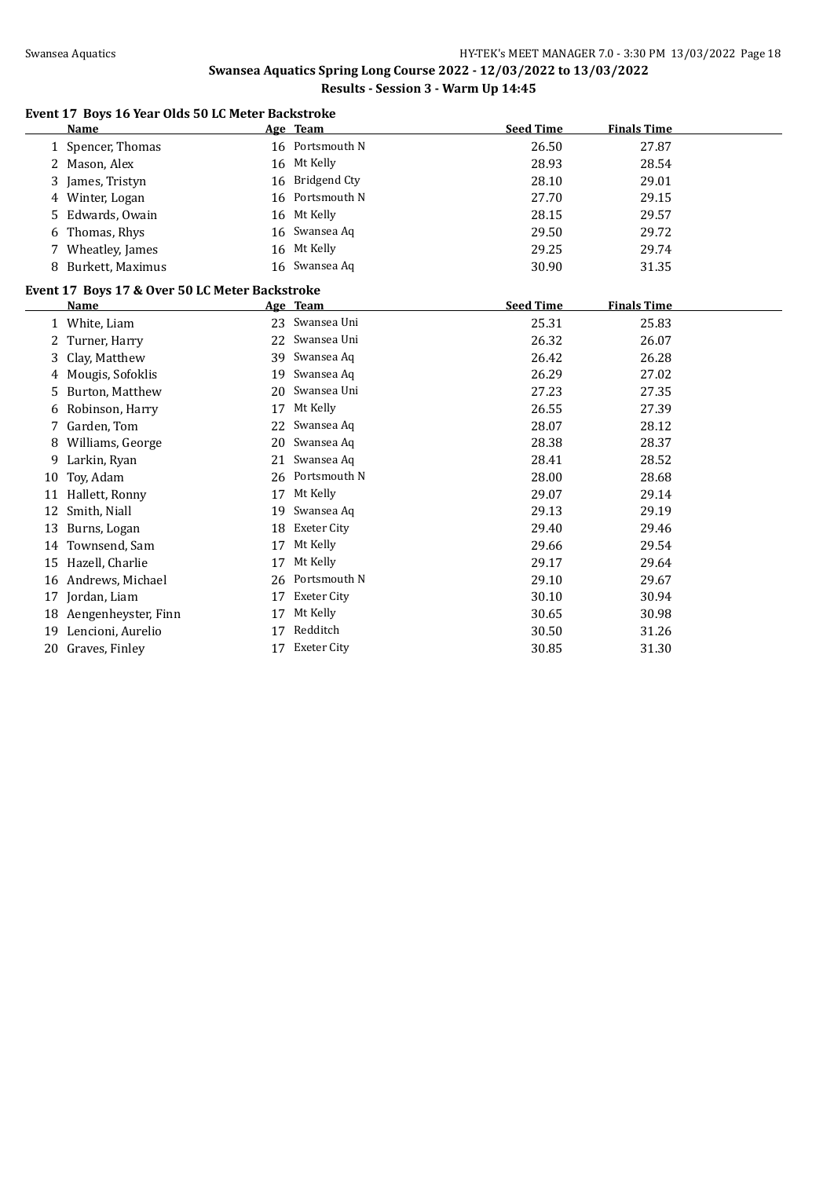## Swansea Aquatics Spring Long Course 2022 - 12/03/2022 to 13/03/2022

### Results - Session 3 - Warm Up 14:45

#### Event 17 Boys 16 Year Olds 50 LC Meter Backstroke

| | Name | Age | Team | Seed Time | Finals Time |
|---|---|---|---|---|---|
| 1 | Spencer, Thomas | 16 | Portsmouth N | 26.50 | 27.87 |
| 2 | Mason, Alex | 16 | Mt Kelly | 28.93 | 28.54 |
| 3 | James, Tristyn | 16 | Bridgend Cty | 28.10 | 29.01 |
| 4 | Winter, Logan | 16 | Portsmouth N | 27.70 | 29.15 |
| 5 | Edwards, Owain | 16 | Mt Kelly | 28.15 | 29.57 |
| 6 | Thomas, Rhys | 16 | Swansea Aq | 29.50 | 29.72 |
| 7 | Wheatley, James | 16 | Mt Kelly | 29.25 | 29.74 |
| 8 | Burkett, Maximus | 16 | Swansea Aq | 30.90 | 31.35 |

#### Event 17 Boys 17 & Over 50 LC Meter Backstroke

| | Name | Age | Team | Seed Time | Finals Time |
|---|---|---|---|---|---|
| 1 | White, Liam | 23 | Swansea Uni | 25.31 | 25.83 |
| 2 | Turner, Harry | 22 | Swansea Uni | 26.32 | 26.07 |
| 3 | Clay, Matthew | 39 | Swansea Aq | 26.42 | 26.28 |
| 4 | Mougis, Sofoklis | 19 | Swansea Aq | 26.29 | 27.02 |
| 5 | Burton, Matthew | 20 | Swansea Uni | 27.23 | 27.35 |
| 6 | Robinson, Harry | 17 | Mt Kelly | 26.55 | 27.39 |
| 7 | Garden, Tom | 22 | Swansea Aq | 28.07 | 28.12 |
| 8 | Williams, George | 20 | Swansea Aq | 28.38 | 28.37 |
| 9 | Larkin, Ryan | 21 | Swansea Aq | 28.41 | 28.52 |
| 10 | Toy, Adam | 26 | Portsmouth N | 28.00 | 28.68 |
| 11 | Hallett, Ronny | 17 | Mt Kelly | 29.07 | 29.14 |
| 12 | Smith, Niall | 19 | Swansea Aq | 29.13 | 29.19 |
| 13 | Burns, Logan | 18 | Exeter City | 29.40 | 29.46 |
| 14 | Townsend, Sam | 17 | Mt Kelly | 29.66 | 29.54 |
| 15 | Hazell, Charlie | 17 | Mt Kelly | 29.17 | 29.64 |
| 16 | Andrews, Michael | 26 | Portsmouth N | 29.10 | 29.67 |
| 17 | Jordan, Liam | 17 | Exeter City | 30.10 | 30.94 |
| 18 | Aengenheyster, Finn | 17 | Mt Kelly | 30.65 | 30.98 |
| 19 | Lencioni, Aurelio | 17 | Redditch | 30.50 | 31.26 |
| 20 | Graves, Finley | 17 | Exeter City | 30.85 | 31.30 |